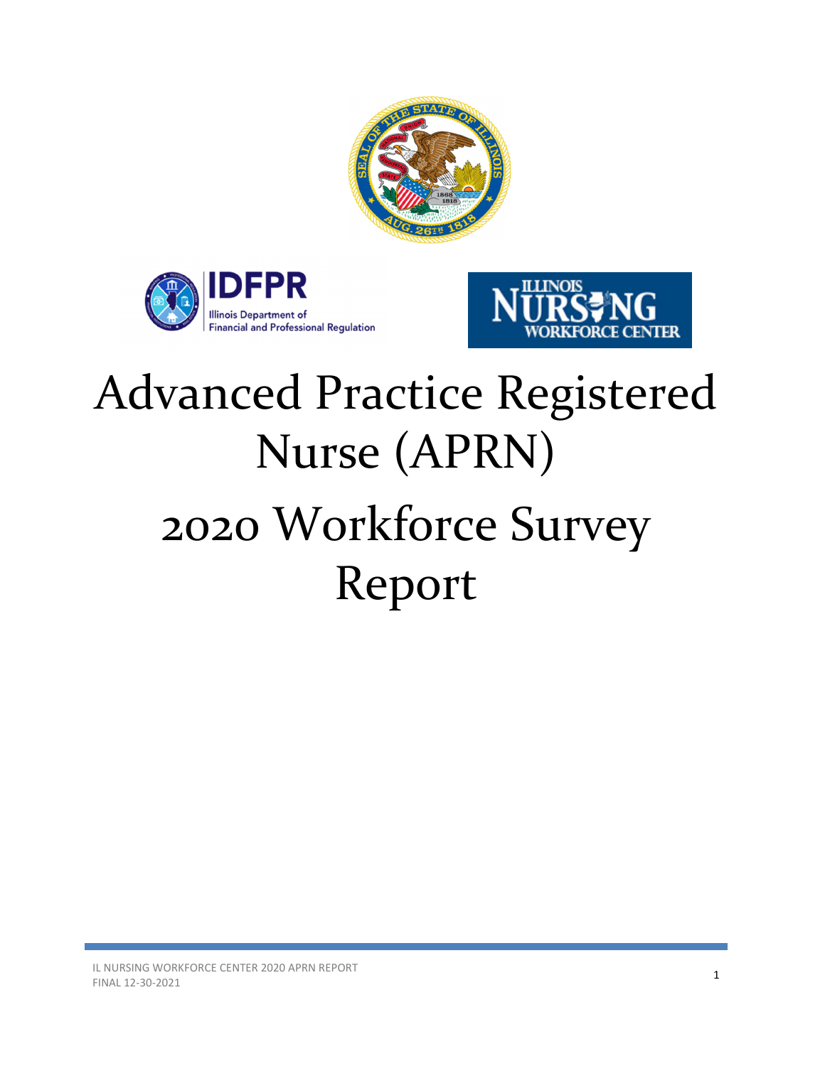# Advanced Practice Registered Nurse (APRN) 2020 Workforce Survey Report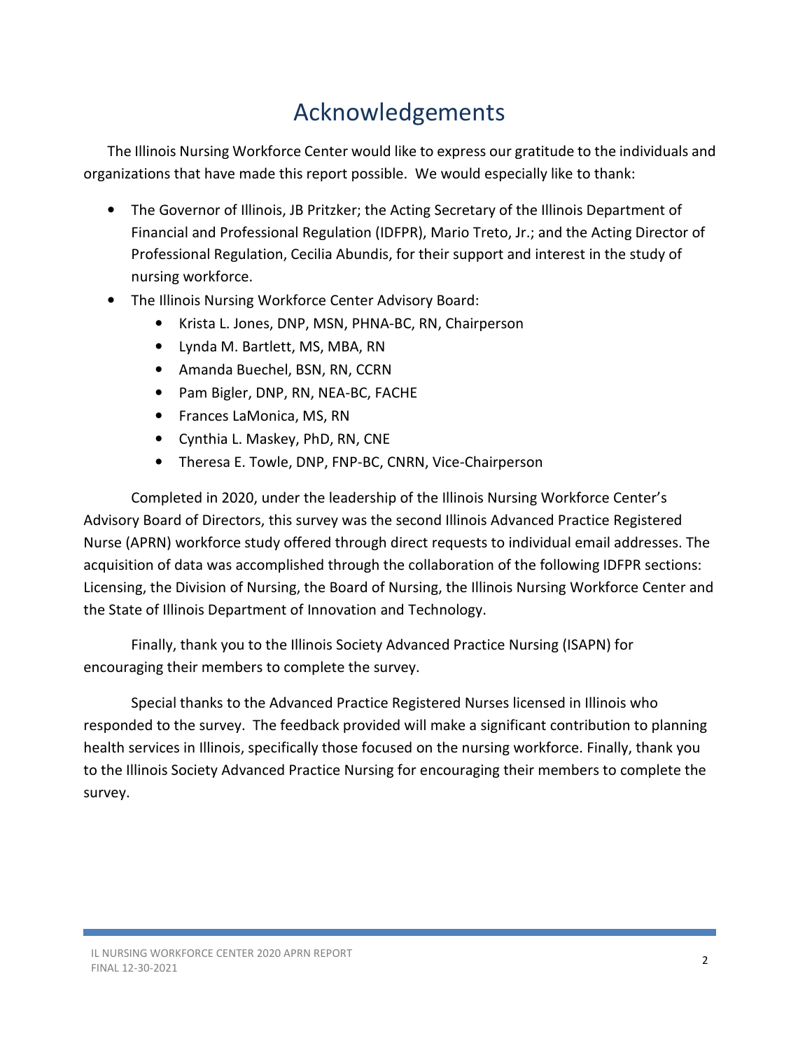# Acknowledgements

The Illinois Nursing Workforce Center would like to express our gratitude to the individuals and organizations that have made this report possible. We would especially like to thank:

- The Governor of Illinois, JB Pritzker; the Acting Secretary of the Illinois Department of Financial and Professional Regulation (IDFPR), Mario Treto, Jr.; and the Acting Director of Professional Regulation, Cecilia Abundis, for their support and interest in the study of nursing workforce.
- The Illinois Nursing Workforce Center Advisory Board:
  - Krista L. Jones, DNP, MSN, PHNA-BC, RN, Chairperson
  - Lynda M. Bartlett, MS, MBA, RN
  - Amanda Buechel, BSN, RN, CCRN
  - Pam Bigler, DNP, RN, NEA-BC, FACHE
  - Frances LaMonica, MS, RN
  - Cynthia L. Maskey, PhD, RN, CNE
  - Theresa E. Towle, DNP, FNP-BC, CNRN, Vice-Chairperson

Completed in 2020, under the leadership of the Illinois Nursing Workforce Center's Advisory Board of Directors, this survey was the second Illinois Advanced Practice Registered Nurse (APRN) workforce study offered through direct requests to individual email addresses. The acquisition of data was accomplished through the collaboration of the following IDFPR sections: Licensing, the Division of Nursing, the Board of Nursing, the Illinois Nursing Workforce Center and the State of Illinois Department of Innovation and Technology.

Finally, thank you to the Illinois Society Advanced Practice Nursing (ISAPN) for encouraging their members to complete the survey.

Special thanks to the Advanced Practice Registered Nurses licensed in Illinois who responded to the survey. The feedback provided will make a significant contribution to planning health services in Illinois, specifically those focused on the nursing workforce. Finally, thank you to the Illinois Society Advanced Practice Nursing for encouraging their members to complete the survey.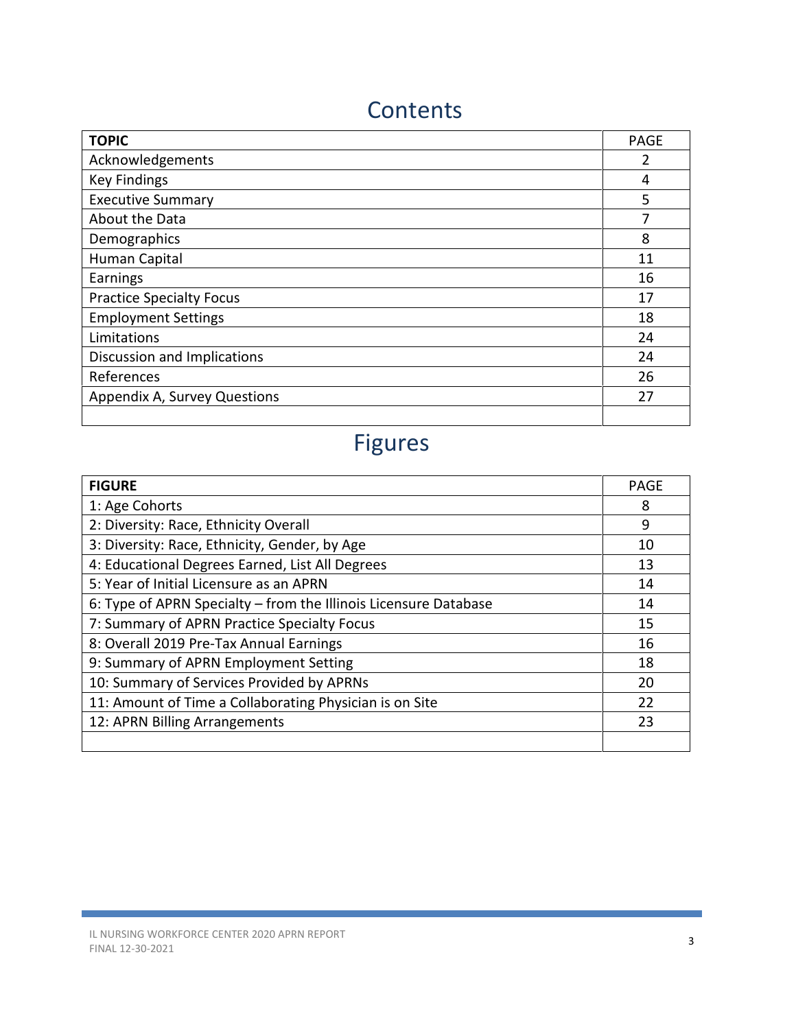# Contents

| TOPIC | PAGE |
|---|---|
| Acknowledgements | 2 |
| Key Findings | 4 |
| Executive Summary | 5 |
| About the Data | 7 |
| Demographics | 8 |
| Human Capital | 11 |
| Earnings | 16 |
| Practice Specialty Focus | 17 |
| Employment Settings | 18 |
| Limitations | 24 |
| Discussion and Implications | 24 |
| References | 26 |
| Appendix A, Survey Questions | 27 |
| | |

# Figures

| FIGURE | PAGE |
|---|---|
| 1: Age Cohorts | 8 |
| 2: Diversity: Race, Ethnicity Overall | 9 |
| 3: Diversity: Race, Ethnicity, Gender, by Age | 10 |
| 4: Educational Degrees Earned, List All Degrees | 13 |
| 5: Year of Initial Licensure as an APRN | 14 |
| 6: Type of APRN Specialty – from the Illinois Licensure Database | 14 |
| 7: Summary of APRN Practice Specialty Focus | 15 |
| 8: Overall 2019 Pre-Tax Annual Earnings | 16 |
| 9: Summary of APRN Employment Setting | 18 |
| 10: Summary of Services Provided by APRNs | 20 |
| 11: Amount of Time a Collaborating Physician is on Site | 22 |
| 12: APRN Billing Arrangements | 23 |
| | |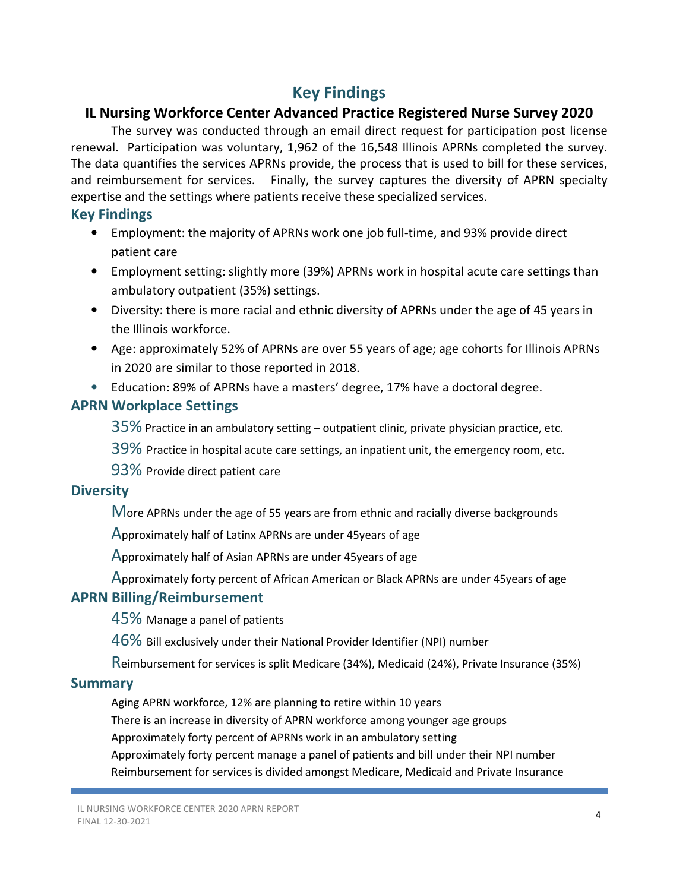# Key Findings

## IL Nursing Workforce Center Advanced Practice Registered Nurse Survey 2020

The survey was conducted through an email direct request for participation post license renewal. Participation was voluntary, 1,962 of the 16,548 Illinois APRNs completed the survey. The data quantifies the services APRNs provide, the process that is used to bill for these services, and reimbursement for services. Finally, the survey captures the diversity of APRN specialty expertise and the settings where patients receive these specialized services.

### Key Findings

- Employment: the majority of APRNs work one job full-time, and 93% provide direct patient care
- Employment setting: slightly more (39%) APRNs work in hospital acute care settings than ambulatory outpatient (35%) settings.
- Diversity: there is more racial and ethnic diversity of APRNs under the age of 45 years in the Illinois workforce.
- Age: approximately 52% of APRNs are over 55 years of age; age cohorts for Illinois APRNs in 2020 are similar to those reported in 2018.
- Education: 89% of APRNs have a masters' degree, 17% have a doctoral degree.

### APRN Workplace Settings

35% Practice in an ambulatory setting – outpatient clinic, private physician practice, etc.

39% Practice in hospital acute care settings, an inpatient unit, the emergency room, etc.

93% Provide direct patient care

### Diversity

More APRNs under the age of 55 years are from ethnic and racially diverse backgrounds

Approximately half of Latinx APRNs are under 45years of age

Approximately half of Asian APRNs are under 45years of age

Approximately forty percent of African American or Black APRNs are under 45years of age

### APRN Billing/Reimbursement

45% Manage a panel of patients

46% Bill exclusively under their National Provider Identifier (NPI) number

Reimbursement for services is split Medicare (34%), Medicaid (24%), Private Insurance (35%)

### Summary

Aging APRN workforce, 12% are planning to retire within 10 years

There is an increase in diversity of APRN workforce among younger age groups

Approximately forty percent of APRNs work in an ambulatory setting

Approximately forty percent manage a panel of patients and bill under their NPI number

Reimbursement for services is divided amongst Medicare, Medicaid and Private Insurance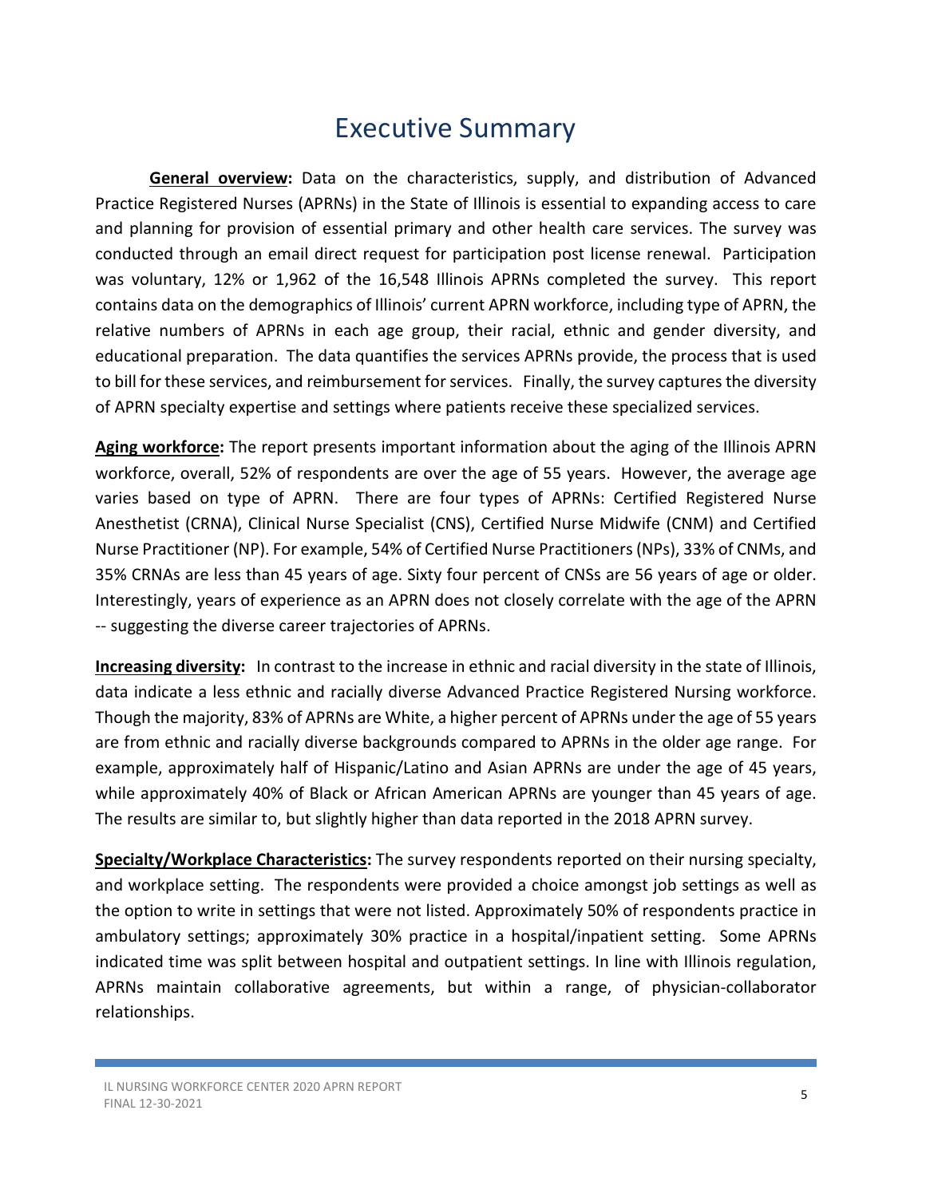# Executive Summary

**General overview:** Data on the characteristics, supply, and distribution of Advanced Practice Registered Nurses (APRNs) in the State of Illinois is essential to expanding access to care and planning for provision of essential primary and other health care services. The survey was conducted through an email direct request for participation post license renewal. Participation was voluntary, 12% or 1,962 of the 16,548 Illinois APRNs completed the survey. This report contains data on the demographics of Illinois' current APRN workforce, including type of APRN, the relative numbers of APRNs in each age group, their racial, ethnic and gender diversity, and educational preparation. The data quantifies the services APRNs provide, the process that is used to bill for these services, and reimbursement for services. Finally, the survey captures the diversity of APRN specialty expertise and settings where patients receive these specialized services.

**Aging workforce:** The report presents important information about the aging of the Illinois APRN workforce, overall, 52% of respondents are over the age of 55 years. However, the average age varies based on type of APRN. There are four types of APRNs: Certified Registered Nurse Anesthetist (CRNA), Clinical Nurse Specialist (CNS), Certified Nurse Midwife (CNM) and Certified Nurse Practitioner (NP). For example, 54% of Certified Nurse Practitioners (NPs), 33% of CNMs, and 35% CRNAs are less than 45 years of age. Sixty four percent of CNSs are 56 years of age or older. Interestingly, years of experience as an APRN does not closely correlate with the age of the APRN -- suggesting the diverse career trajectories of APRNs.

**Increasing diversity:** In contrast to the increase in ethnic and racial diversity in the state of Illinois, data indicate a less ethnic and racially diverse Advanced Practice Registered Nursing workforce. Though the majority, 83% of APRNs are White, a higher percent of APRNs under the age of 55 years are from ethnic and racially diverse backgrounds compared to APRNs in the older age range. For example, approximately half of Hispanic/Latino and Asian APRNs are under the age of 45 years, while approximately 40% of Black or African American APRNs are younger than 45 years of age. The results are similar to, but slightly higher than data reported in the 2018 APRN survey.

**Specialty/Workplace Characteristics:** The survey respondents reported on their nursing specialty, and workplace setting. The respondents were provided a choice amongst job settings as well as the option to write in settings that were not listed. Approximately 50% of respondents practice in ambulatory settings; approximately 30% practice in a hospital/inpatient setting. Some APRNs indicated time was split between hospital and outpatient settings. In line with Illinois regulation, APRNs maintain collaborative agreements, but within a range, of physician-collaborator relationships.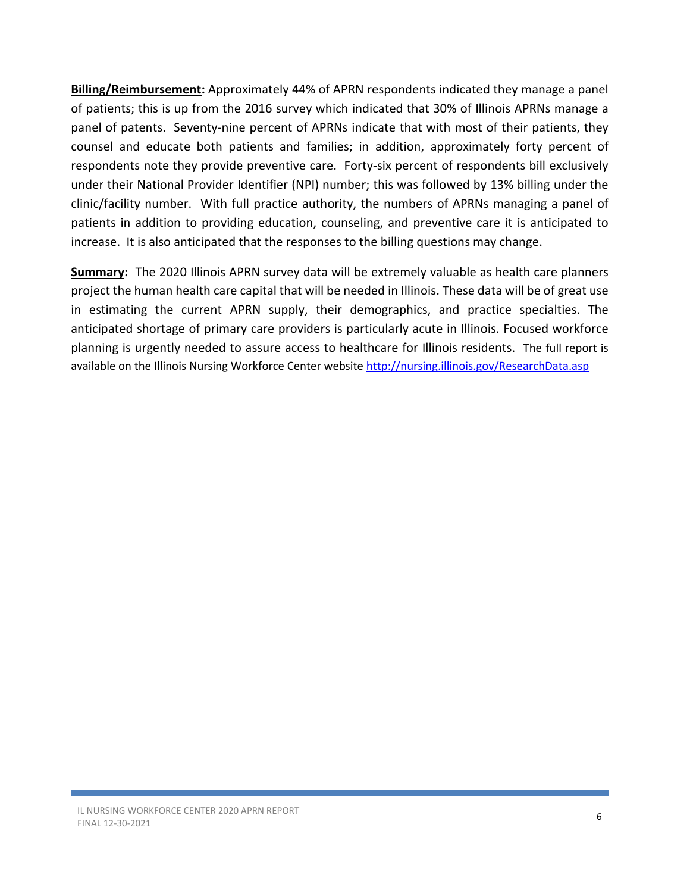**Billing/Reimbursement:** Approximately 44% of APRN respondents indicated they manage a panel of patients; this is up from the 2016 survey which indicated that 30% of Illinois APRNs manage a panel of patents. Seventy-nine percent of APRNs indicate that with most of their patients, they counsel and educate both patients and families; in addition, approximately forty percent of respondents note they provide preventive care. Forty-six percent of respondents bill exclusively under their National Provider Identifier (NPI) number; this was followed by 13% billing under the clinic/facility number. With full practice authority, the numbers of APRNs managing a panel of patients in addition to providing education, counseling, and preventive care it is anticipated to increase. It is also anticipated that the responses to the billing questions may change.

**Summary:** The 2020 Illinois APRN survey data will be extremely valuable as health care planners project the human health care capital that will be needed in Illinois. These data will be of great use in estimating the current APRN supply, their demographics, and practice specialties. The anticipated shortage of primary care providers is particularly acute in Illinois. Focused workforce planning is urgently needed to assure access to healthcare for Illinois residents. The full report is available on the Illinois Nursing Workforce Center website http://nursing.illinois.gov/ResearchData.asp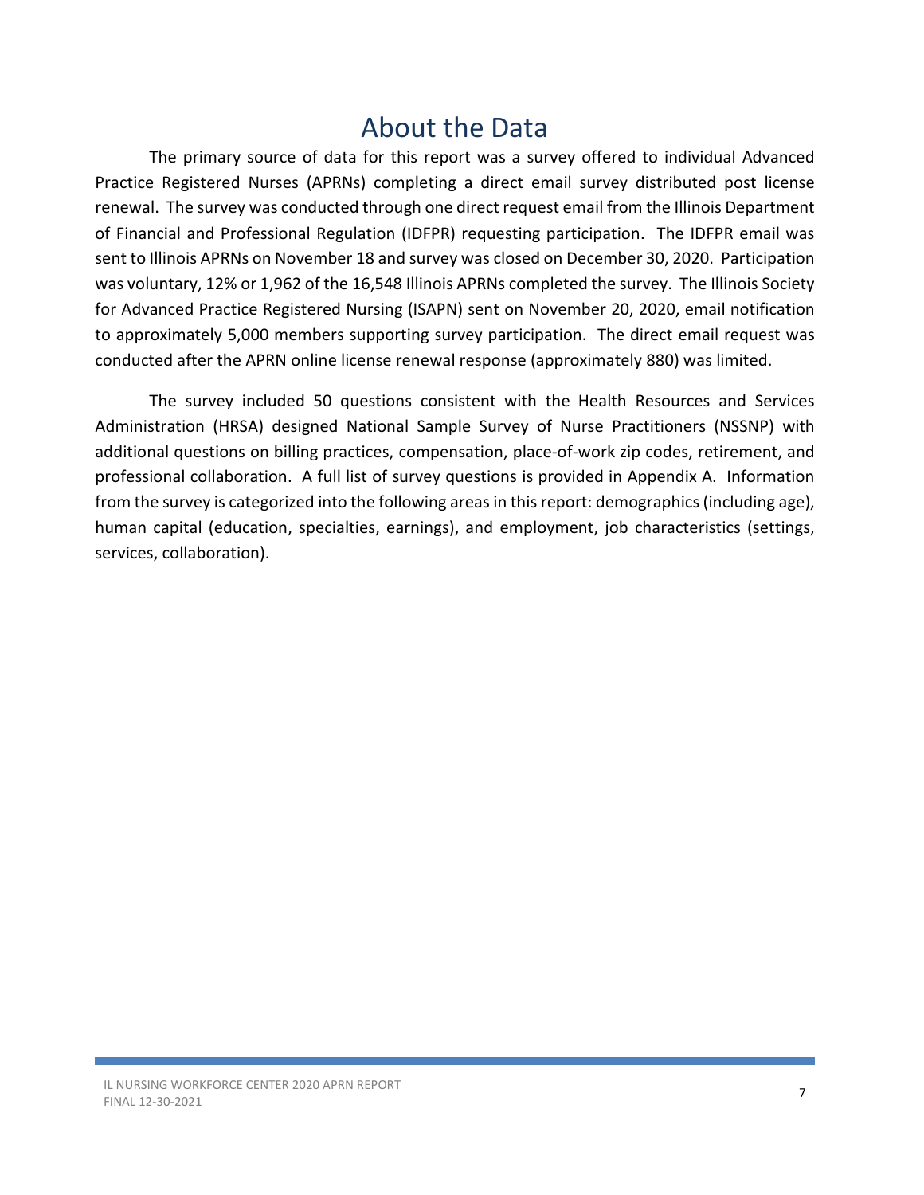# About the Data

The primary source of data for this report was a survey offered to individual Advanced Practice Registered Nurses (APRNs) completing a direct email survey distributed post license renewal. The survey was conducted through one direct request email from the Illinois Department of Financial and Professional Regulation (IDFPR) requesting participation. The IDFPR email was sent to Illinois APRNs on November 18 and survey was closed on December 30, 2020. Participation was voluntary, 12% or 1,962 of the 16,548 Illinois APRNs completed the survey. The Illinois Society for Advanced Practice Registered Nursing (ISAPN) sent on November 20, 2020, email notification to approximately 5,000 members supporting survey participation. The direct email request was conducted after the APRN online license renewal response (approximately 880) was limited.

The survey included 50 questions consistent with the Health Resources and Services Administration (HRSA) designed National Sample Survey of Nurse Practitioners (NSSNP) with additional questions on billing practices, compensation, place-of-work zip codes, retirement, and professional collaboration. A full list of survey questions is provided in Appendix A. Information from the survey is categorized into the following areas in this report: demographics (including age), human capital (education, specialties, earnings), and employment, job characteristics (settings, services, collaboration).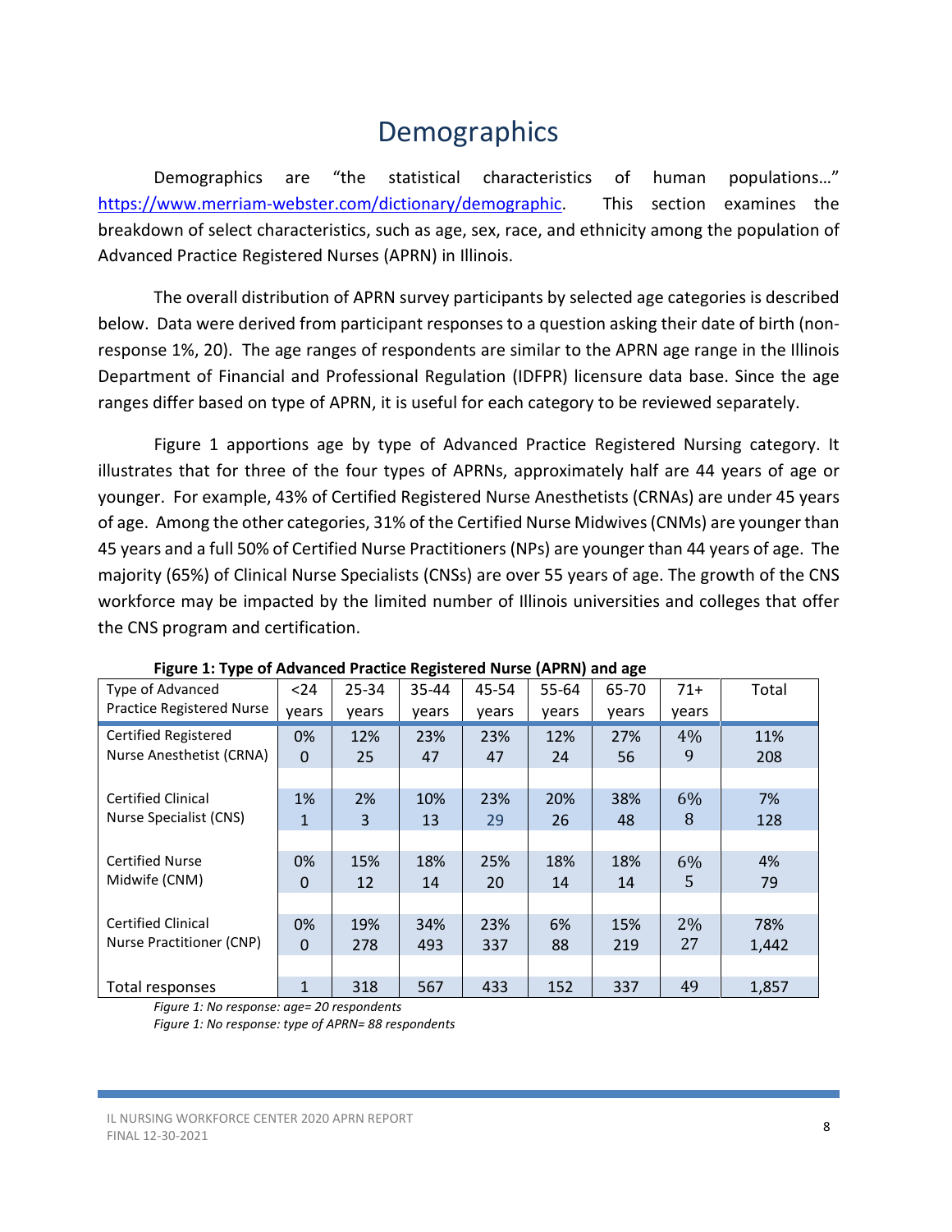# Demographics

Demographics are "the statistical characteristics of human populations…" https://www.merriam-webster.com/dictionary/demographic. This section examines the breakdown of select characteristics, such as age, sex, race, and ethnicity among the population of Advanced Practice Registered Nurses (APRN) in Illinois.

The overall distribution of APRN survey participants by selected age categories is described below. Data were derived from participant responses to a question asking their date of birth (non-response 1%, 20). The age ranges of respondents are similar to the APRN age range in the Illinois Department of Financial and Professional Regulation (IDFPR) licensure data base. Since the age ranges differ based on type of APRN, it is useful for each category to be reviewed separately.

Figure 1 apportions age by type of Advanced Practice Registered Nursing category. It illustrates that for three of the four types of APRNs, approximately half are 44 years of age or younger. For example, 43% of Certified Registered Nurse Anesthetists (CRNAs) are under 45 years of age. Among the other categories, 31% of the Certified Nurse Midwives (CNMs) are younger than 45 years and a full 50% of Certified Nurse Practitioners (NPs) are younger than 44 years of age. The majority (65%) of Clinical Nurse Specialists (CNSs) are over 55 years of age. The growth of the CNS workforce may be impacted by the limited number of Illinois universities and colleges that offer the CNS program and certification.

**Figure 1: Type of Advanced Practice Registered Nurse (APRN) and age**

| Type of Advanced Practice Registered Nurse | <24 years | 25-34 years | 35-44 years | 45-54 years | 55-64 years | 65-70 years | 71+ years | Total |
|---|---|---|---|---|---|---|---|---|
| Certified Registered Nurse Anesthetist (CRNA) | 0%<br>0 | 12%<br>25 | 23%<br>47 | 23%<br>47 | 12%<br>24 | 27%<br>56 | 4%<br>9 | 11%<br>208 |
| Certified Clinical Nurse Specialist (CNS) | 1%<br>1 | 2%<br>3 | 10%<br>13 | 23%<br>29 | 20%<br>26 | 38%<br>48 | 6%<br>8 | 7%<br>128 |
| Certified Nurse Midwife (CNM) | 0%<br>0 | 15%<br>12 | 18%<br>14 | 25%<br>20 | 18%<br>14 | 18%<br>14 | 6%<br>5 | 4%<br>79 |
| Certified Clinical Nurse Practitioner (CNP) | 0%<br>0 | 19%<br>278 | 34%<br>493 | 23%<br>337 | 6%<br>88 | 15%<br>219 | 2%<br>27 | 78%<br>1,442 |
| Total responses | 1 | 318 | 567 | 433 | 152 | 337 | 49 | 1,857 |

*Figure 1: No response: age= 20 respondents*

*Figure 1: No response: type of APRN= 88 respondents*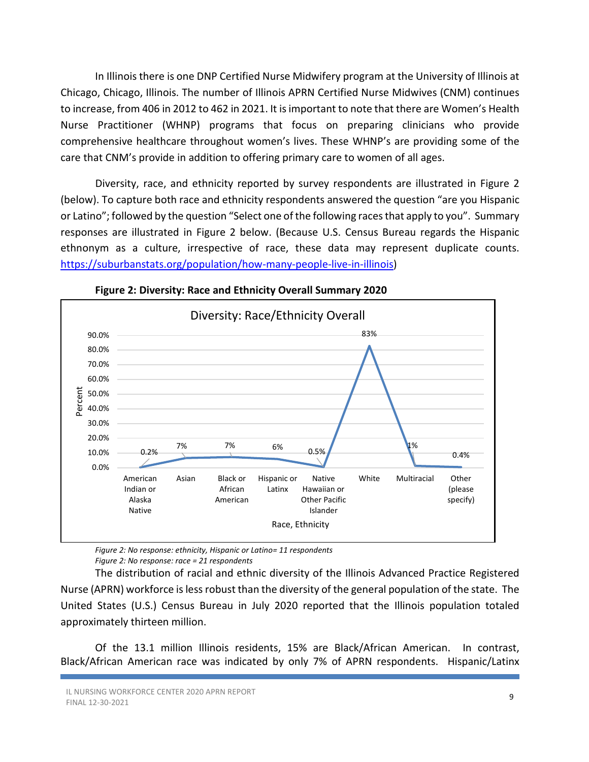In Illinois there is one DNP Certified Nurse Midwifery program at the University of Illinois at Chicago, Chicago, Illinois. The number of Illinois APRN Certified Nurse Midwives (CNM) continues to increase, from 406 in 2012 to 462 in 2021. It is important to note that there are Women's Health Nurse Practitioner (WHNP) programs that focus on preparing clinicians who provide comprehensive healthcare throughout women's lives. These WHNP's are providing some of the care that CNM's provide in addition to offering primary care to women of all ages.

Diversity, race, and ethnicity reported by survey respondents are illustrated in Figure 2 (below). To capture both race and ethnicity respondents answered the question "are you Hispanic or Latino"; followed by the question "Select one of the following races that apply to you". Summary responses are illustrated in Figure 2 below. (Because U.S. Census Bureau regards the Hispanic ethnonym as a culture, irrespective of race, these data may represent duplicate counts. https://suburbanstats.org/population/how-many-people-live-in-illinois)

**Figure 2: Diversity: Race and Ethnicity Overall Summary 2020**

Diversity: Race/Ethnicity Overall

| Race, Ethnicity | Percent |
|---|---|
| American Indian or Alaska Native | 0.2% |
| Asian | 7% |
| Black or African American | 7% |
| Hispanic or Latinx | 6% |
| Native Hawaiian or Other Pacific Islander | 0.5% |
| White | 83% |
| Multiracial | 1% |
| Other (please specify) | 0.4% |

*Figure 2: No response: ethnicity, Hispanic or Latino= 11 respondents*
*Figure 2: No response: race = 21 respondents*

The distribution of racial and ethnic diversity of the Illinois Advanced Practice Registered Nurse (APRN) workforce is less robust than the diversity of the general population of the state. The United States (U.S.) Census Bureau in July 2020 reported that the Illinois population totaled approximately thirteen million.

Of the 13.1 million Illinois residents, 15% are Black/African American. In contrast, Black/African American race was indicated by only 7% of APRN respondents. Hispanic/Latinx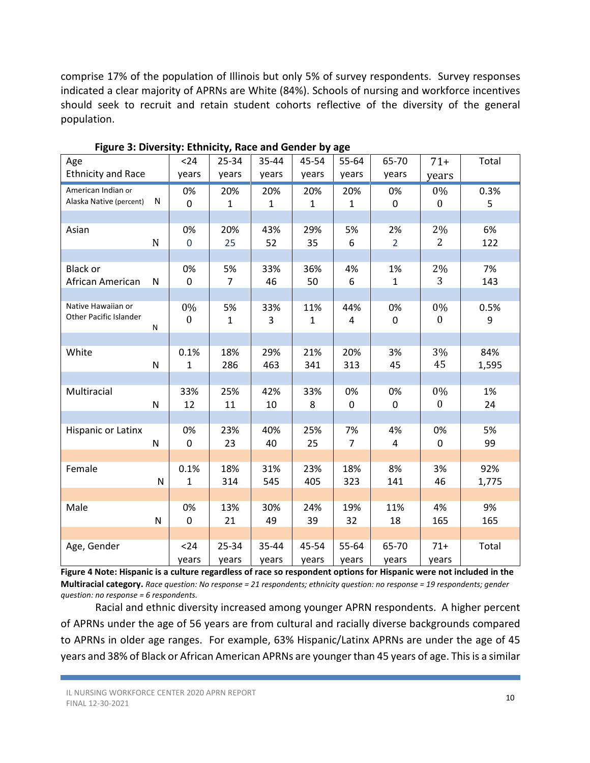comprise 17% of the population of Illinois but only 5% of survey respondents. Survey responses indicated a clear majority of APRNs are White (84%). Schools of nursing and workforce incentives should seek to recruit and retain student cohorts reflective of the diversity of the general population.

**Figure 3: Diversity: Ethnicity, Race and Gender by age**

| Age<br>Ethnicity and Race | <24 years | 25-34 years | 35-44 years | 45-54 years | 55-64 years | 65-70 years | 71+ years | Total |
|---|---|---|---|---|---|---|---|---|
| American Indian or Alaska Native (percent) | 0% | 20% | 20% | 20% | 20% | 0% | 0% | 0.3% |
| N | 0 | 1 | 1 | 1 | 1 | 0 | 0 | 5 |
| Asian | 0% | 20% | 43% | 29% | 5% | 2% | 2% | 6% |
| N | 0 | 25 | 52 | 35 | 6 | 2 | 2 | 122 |
| Black or African American | 0% | 5% | 33% | 36% | 4% | 1% | 2% | 7% |
| N | 0 | 7 | 46 | 50 | 6 | 1 | 3 | 143 |
| Native Hawaiian or Other Pacific Islander | 0% | 5% | 33% | 11% | 44% | 0% | 0% | 0.5% |
| N | 0 | 1 | 3 | 1 | 4 | 0 | 0 | 9 |
| White | 0.1% | 18% | 29% | 21% | 20% | 3% | 3% | 84% |
| N | 1 | 286 | 463 | 341 | 313 | 45 | 45 | 1,595 |
| Multiracial | 33% | 25% | 42% | 33% | 0% | 0% | 0% | 1% |
| N | 12 | 11 | 10 | 8 | 0 | 0 | 0 | 24 |
| Hispanic or Latinx | 0% | 23% | 40% | 25% | 7% | 4% | 0% | 5% |
| N | 0 | 23 | 40 | 25 | 7 | 4 | 0 | 99 |
| Female | 0.1% | 18% | 31% | 23% | 18% | 8% | 3% | 92% |
| N | 1 | 314 | 545 | 405 | 323 | 141 | 46 | 1,775 |
| Male | 0% | 13% | 30% | 24% | 19% | 11% | 4% | 9% |
| N | 0 | 21 | 49 | 39 | 32 | 18 | 165 | 165 |
| Age, Gender | <24 years | 25-34 years | 35-44 years | 45-54 years | 55-64 years | 65-70 years | 71+ years | Total |

**Figure 4 Note: Hispanic is a culture regardless of race so respondent options for Hispanic were not included in the Multiracial category.** *Race question: No response = 21 respondents; ethnicity question: no response = 19 respondents; gender question: no response = 6 respondents.*

Racial and ethnic diversity increased among younger APRN respondents. A higher percent of APRNs under the age of 56 years are from cultural and racially diverse backgrounds compared to APRNs in older age ranges. For example, 63% Hispanic/Latinx APRNs are under the age of 45 years and 38% of Black or African American APRNs are younger than 45 years of age. This is a similar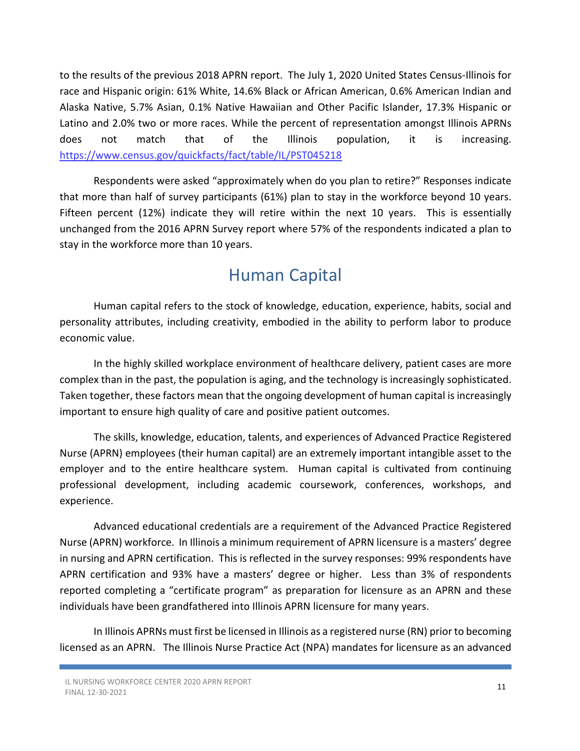to the results of the previous 2018 APRN report. The July 1, 2020 United States Census-Illinois for race and Hispanic origin: 61% White, 14.6% Black or African American, 0.6% American Indian and Alaska Native, 5.7% Asian, 0.1% Native Hawaiian and Other Pacific Islander, 17.3% Hispanic or Latino and 2.0% two or more races. While the percent of representation amongst Illinois APRNs does not match that of the Illinois population, it is increasing. https://www.census.gov/quickfacts/fact/table/IL/PST045218

Respondents were asked "approximately when do you plan to retire?" Responses indicate that more than half of survey participants (61%) plan to stay in the workforce beyond 10 years. Fifteen percent (12%) indicate they will retire within the next 10 years. This is essentially unchanged from the 2016 APRN Survey report where 57% of the respondents indicated a plan to stay in the workforce more than 10 years.

# Human Capital

Human capital refers to the stock of knowledge, education, experience, habits, social and personality attributes, including creativity, embodied in the ability to perform labor to produce economic value.

In the highly skilled workplace environment of healthcare delivery, patient cases are more complex than in the past, the population is aging, and the technology is increasingly sophisticated. Taken together, these factors mean that the ongoing development of human capital is increasingly important to ensure high quality of care and positive patient outcomes.

The skills, knowledge, education, talents, and experiences of Advanced Practice Registered Nurse (APRN) employees (their human capital) are an extremely important intangible asset to the employer and to the entire healthcare system. Human capital is cultivated from continuing professional development, including academic coursework, conferences, workshops, and experience.

Advanced educational credentials are a requirement of the Advanced Practice Registered Nurse (APRN) workforce. In Illinois a minimum requirement of APRN licensure is a masters' degree in nursing and APRN certification. This is reflected in the survey responses: 99% respondents have APRN certification and 93% have a masters' degree or higher. Less than 3% of respondents reported completing a "certificate program" as preparation for licensure as an APRN and these individuals have been grandfathered into Illinois APRN licensure for many years.

In Illinois APRNs must first be licensed in Illinois as a registered nurse (RN) prior to becoming licensed as an APRN. The Illinois Nurse Practice Act (NPA) mandates for licensure as an advanced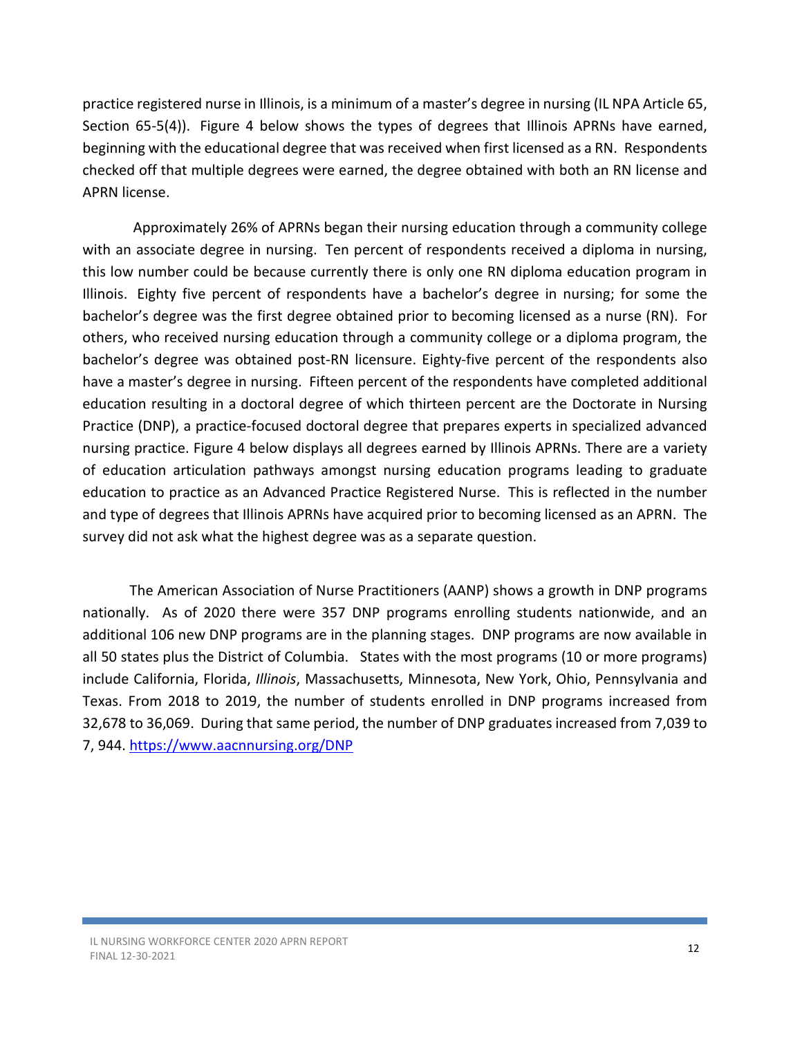practice registered nurse in Illinois, is a minimum of a master's degree in nursing (IL NPA Article 65, Section 65-5(4)). Figure 4 below shows the types of degrees that Illinois APRNs have earned, beginning with the educational degree that was received when first licensed as a RN. Respondents checked off that multiple degrees were earned, the degree obtained with both an RN license and APRN license.

Approximately 26% of APRNs began their nursing education through a community college with an associate degree in nursing. Ten percent of respondents received a diploma in nursing, this low number could be because currently there is only one RN diploma education program in Illinois. Eighty five percent of respondents have a bachelor's degree in nursing; for some the bachelor's degree was the first degree obtained prior to becoming licensed as a nurse (RN). For others, who received nursing education through a community college or a diploma program, the bachelor's degree was obtained post-RN licensure. Eighty-five percent of the respondents also have a master's degree in nursing. Fifteen percent of the respondents have completed additional education resulting in a doctoral degree of which thirteen percent are the Doctorate in Nursing Practice (DNP), a practice-focused doctoral degree that prepares experts in specialized advanced nursing practice. Figure 4 below displays all degrees earned by Illinois APRNs. There are a variety of education articulation pathways amongst nursing education programs leading to graduate education to practice as an Advanced Practice Registered Nurse. This is reflected in the number and type of degrees that Illinois APRNs have acquired prior to becoming licensed as an APRN. The survey did not ask what the highest degree was as a separate question.

The American Association of Nurse Practitioners (AANP) shows a growth in DNP programs nationally. As of 2020 there were 357 DNP programs enrolling students nationwide, and an additional 106 new DNP programs are in the planning stages. DNP programs are now available in all 50 states plus the District of Columbia. States with the most programs (10 or more programs) include California, Florida, *Illinois*, Massachusetts, Minnesota, New York, Ohio, Pennsylvania and Texas. From 2018 to 2019, the number of students enrolled in DNP programs increased from 32,678 to 36,069. During that same period, the number of DNP graduates increased from 7,039 to 7, 944. https://www.aacnnursing.org/DNP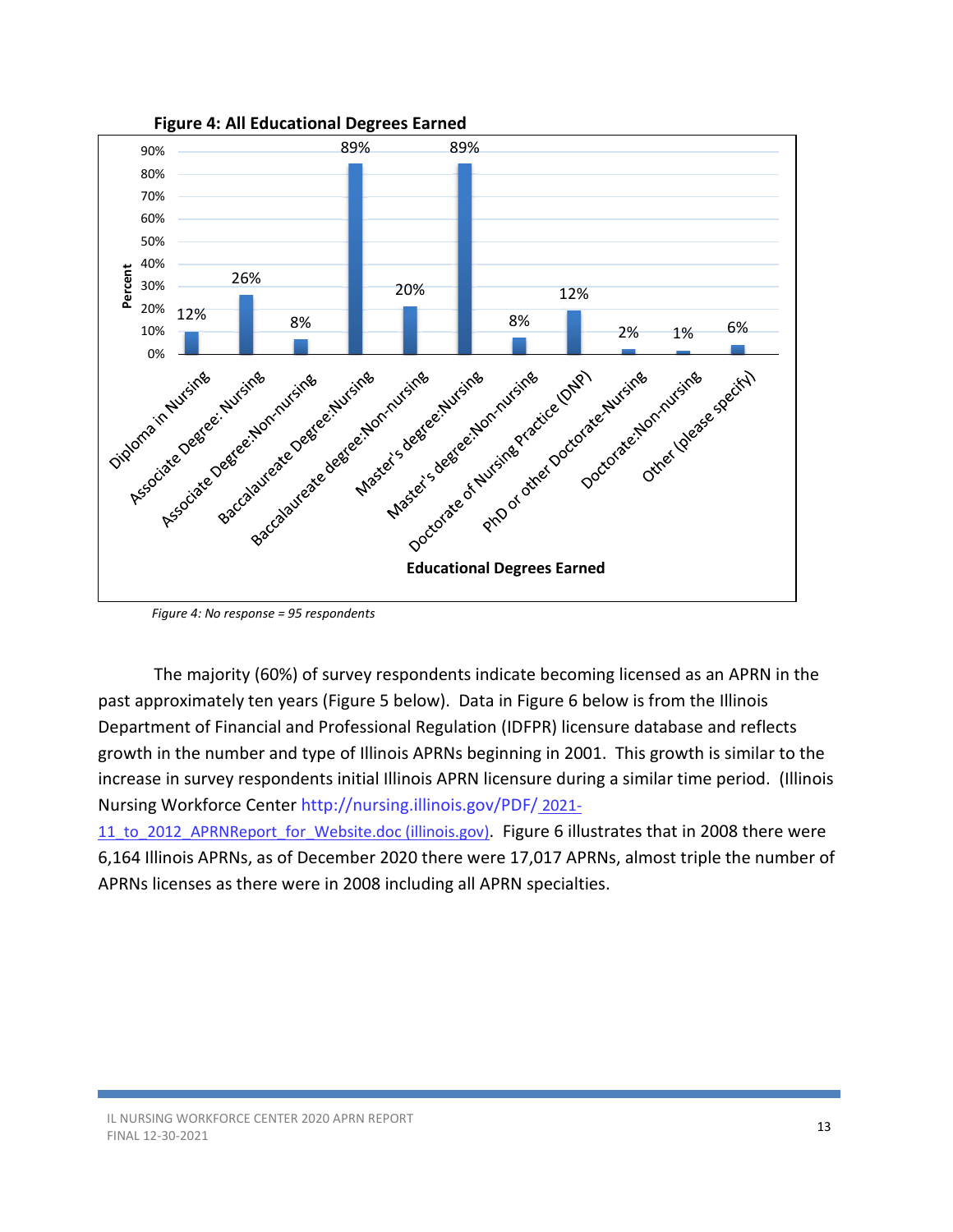**Figure 4: All Educational Degrees Earned**

| Educational Degrees Earned | Percent |
|---|---|
| Diploma in Nursing | 12% |
| Associate Degree: Nursing | 26% |
| Associate Degree:Non-nursing | 8% |
| Baccalaureate Degree:Nursing | 89% |
| Baccalaureate degree:Non-nursing | 20% |
| Master's degree:Nursing | 89% |
| Master's degree:Non-nursing | 8% |
| Doctorate of Nursing Practice (DNP) | 12% |
| PhD or other Doctorate-Nursing | 2% |
| Doctorate:Non-nursing | 1% |
| Other (please specify) | 6% |

*Figure 4: No response = 95 respondents*

The majority (60%) of survey respondents indicate becoming licensed as an APRN in the past approximately ten years (Figure 5 below). Data in Figure 6 below is from the Illinois Department of Financial and Professional Regulation (IDFPR) licensure database and reflects growth in the number and type of Illinois APRNs beginning in 2001. This growth is similar to the increase in survey respondents initial Illinois APRN licensure during a similar time period. (Illinois Nursing Workforce Center http://nursing.illinois.gov/PDF/ 2021-11_to_2012_APRNReport_for_Website.doc (illinois.gov). Figure 6 illustrates that in 2008 there were 6,164 Illinois APRNs, as of December 2020 there were 17,017 APRNs, almost triple the number of APRNs licenses as there were in 2008 including all APRN specialties.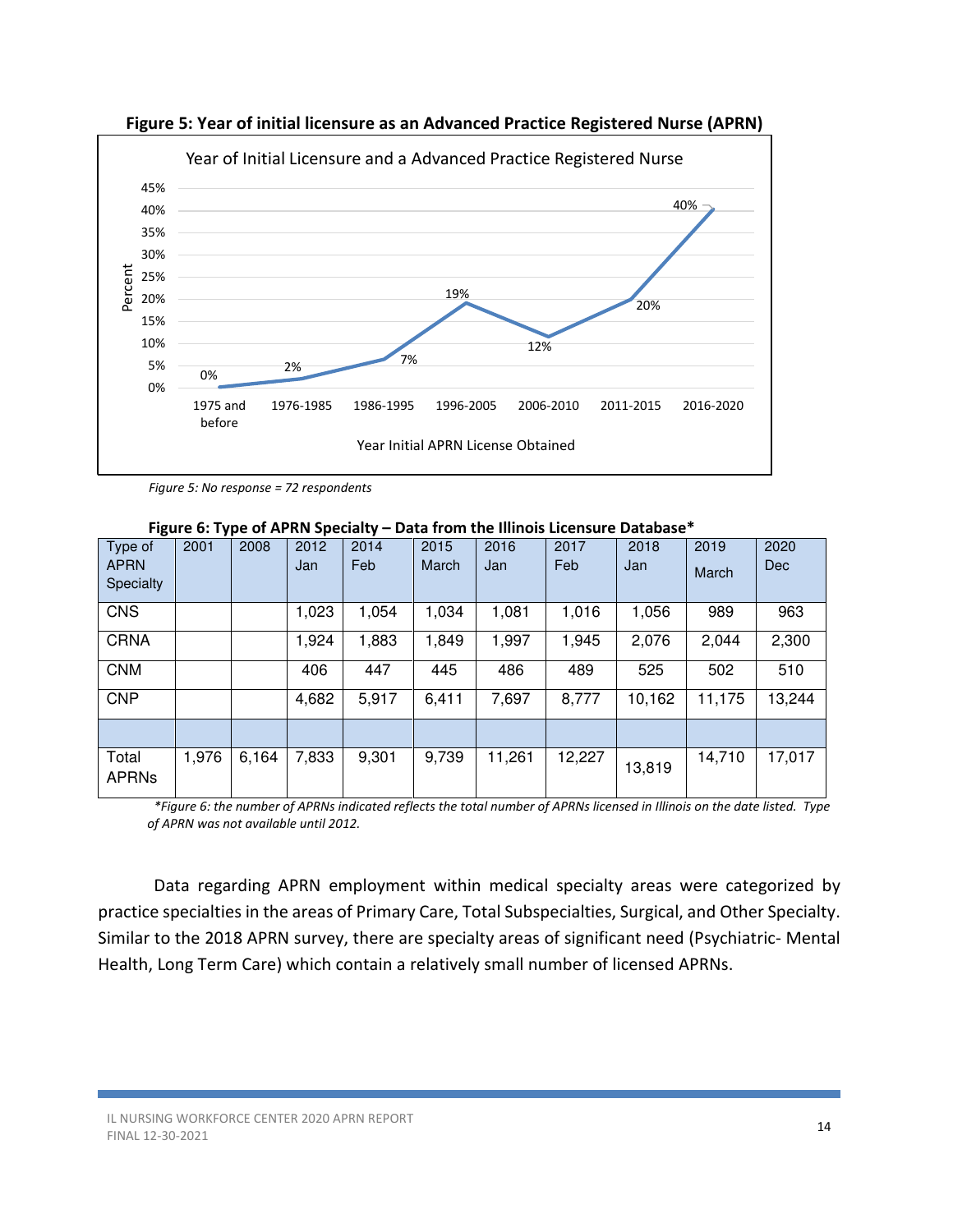**Figure 5: Year of initial licensure as an Advanced Practice Registered Nurse (APRN)**

Year of Initial Licensure and a Advanced Practice Registered Nurse

| Year Initial APRN License Obtained | Percent |
|---|---|
| 1975 and before | 0% |
| 1976-1985 | 2% |
| 1986-1995 | 7% |
| 1996-2005 | 19% |
| 2006-2010 | 12% |
| 2011-2015 | 20% |
| 2016-2020 | 40% |

*Figure 5: No response = 72 respondents*

**Figure 6: Type of APRN Specialty – Data from the Illinois Licensure Database***

| Type of APRN Specialty | 2001 | 2008 | 2012 Jan | 2014 Feb | 2015 March | 2016 Jan | 2017 Feb | 2018 Jan | 2019 March | 2020 Dec |
|---|---|---|---|---|---|---|---|---|---|---|
| CNS | | | 1,023 | 1,054 | 1,034 | 1,081 | 1,016 | 1,056 | 989 | 963 |
| CRNA | | | 1,924 | 1,883 | 1,849 | 1,997 | 1,945 | 2,076 | 2,044 | 2,300 |
| CNM | | | 406 | 447 | 445 | 486 | 489 | 525 | 502 | 510 |
| CNP | | | 4,682 | 5,917 | 6,411 | 7,697 | 8,777 | 10,162 | 11,175 | 13,244 |
| | | | | | | | | | | |
| Total APRNs | 1,976 | 6,164 | 7,833 | 9,301 | 9,739 | 11,261 | 12,227 | 13,819 | 14,710 | 17,017 |

**Figure 6: the number of APRNs indicated reflects the total number of APRNs licensed in Illinois on the date listed. Type of APRN was not available until 2012.*

Data regarding APRN employment within medical specialty areas were categorized by practice specialties in the areas of Primary Care, Total Subspecialties, Surgical, and Other Specialty. Similar to the 2018 APRN survey, there are specialty areas of significant need (Psychiatric- Mental Health, Long Term Care) which contain a relatively small number of licensed APRNs.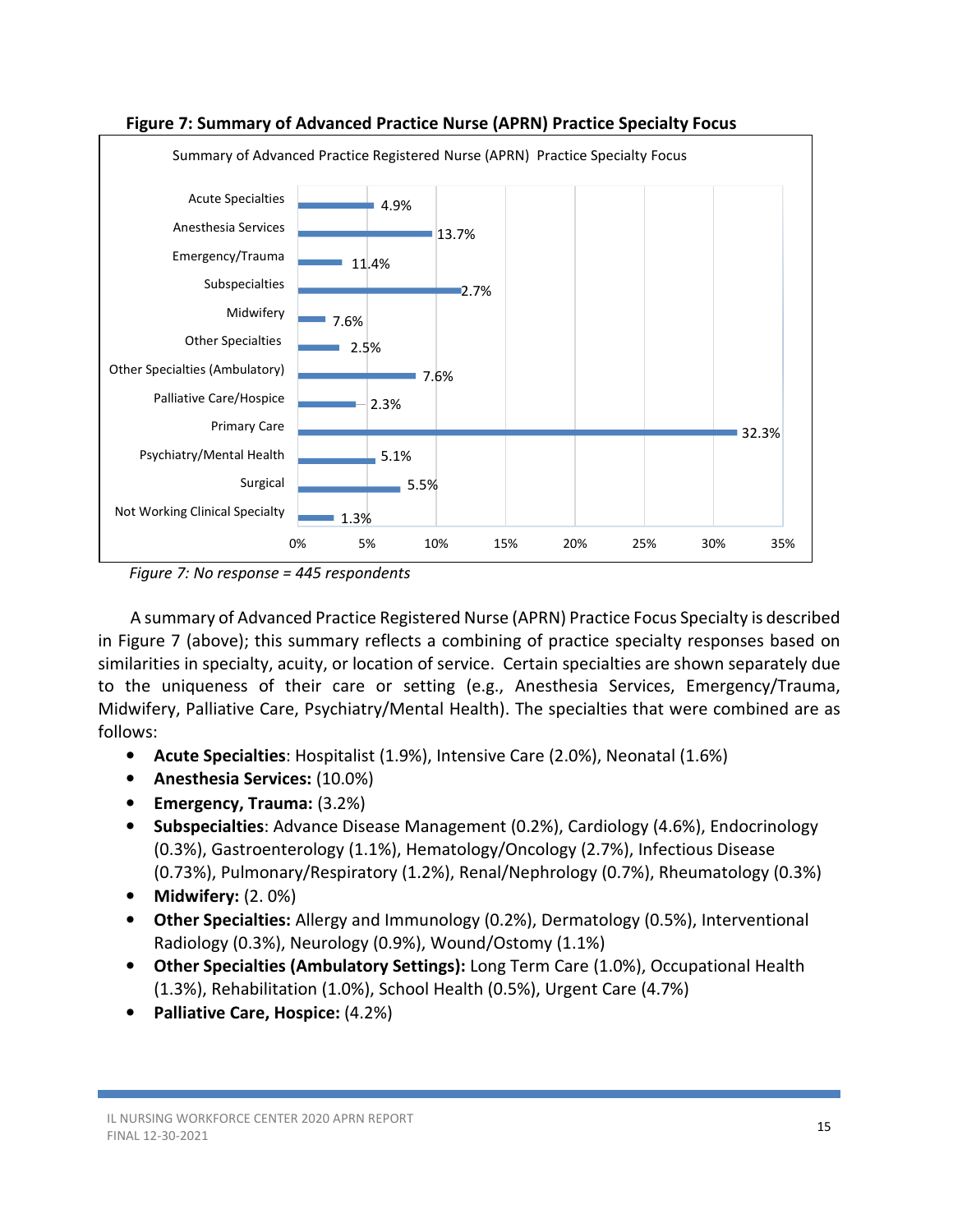**Figure 7: Summary of Advanced Practice Nurse (APRN) Practice Specialty Focus**

Summary of Advanced Practice Registered Nurse (APRN) Practice Specialty Focus

| Specialty | Percent |
|---|---|
| Acute Specialties | 4.9% |
| Anesthesia Services | 13.7% |
| Emergency/Trauma | 11.4% |
| Subspecialties | 2.7% |
| Midwifery | 7.6% |
| Other Specialties | 2.5% |
| Other Specialties (Ambulatory) | 7.6% |
| Palliative Care/Hospice | 2.3% |
| Primary Care | 32.3% |
| Psychiatry/Mental Health | 5.1% |
| Surgical | 5.5% |
| Not Working Clinical Specialty | 1.3% |

*Figure 7: No response = 445 respondents*

A summary of Advanced Practice Registered Nurse (APRN) Practice Focus Specialty is described in Figure 7 (above); this summary reflects a combining of practice specialty responses based on similarities in specialty, acuity, or location of service. Certain specialties are shown separately due to the uniqueness of their care or setting (e.g., Anesthesia Services, Emergency/Trauma, Midwifery, Palliative Care, Psychiatry/Mental Health). The specialties that were combined are as follows:

- **Acute Specialties**: Hospitalist (1.9%), Intensive Care (2.0%), Neonatal (1.6%)
- **Anesthesia Services:** (10.0%)
- **Emergency, Trauma:** (3.2%)
- **Subspecialties**: Advance Disease Management (0.2%), Cardiology (4.6%), Endocrinology (0.3%), Gastroenterology (1.1%), Hematology/Oncology (2.7%), Infectious Disease (0.73%), Pulmonary/Respiratory (1.2%), Renal/Nephrology (0.7%), Rheumatology (0.3%)
- **Midwifery:** (2. 0%)
- **Other Specialties:** Allergy and Immunology (0.2%), Dermatology (0.5%), Interventional Radiology (0.3%), Neurology (0.9%), Wound/Ostomy (1.1%)
- **Other Specialties (Ambulatory Settings):** Long Term Care (1.0%), Occupational Health (1.3%), Rehabilitation (1.0%), School Health (0.5%), Urgent Care (4.7%)
- **Palliative Care, Hospice:** (4.2%)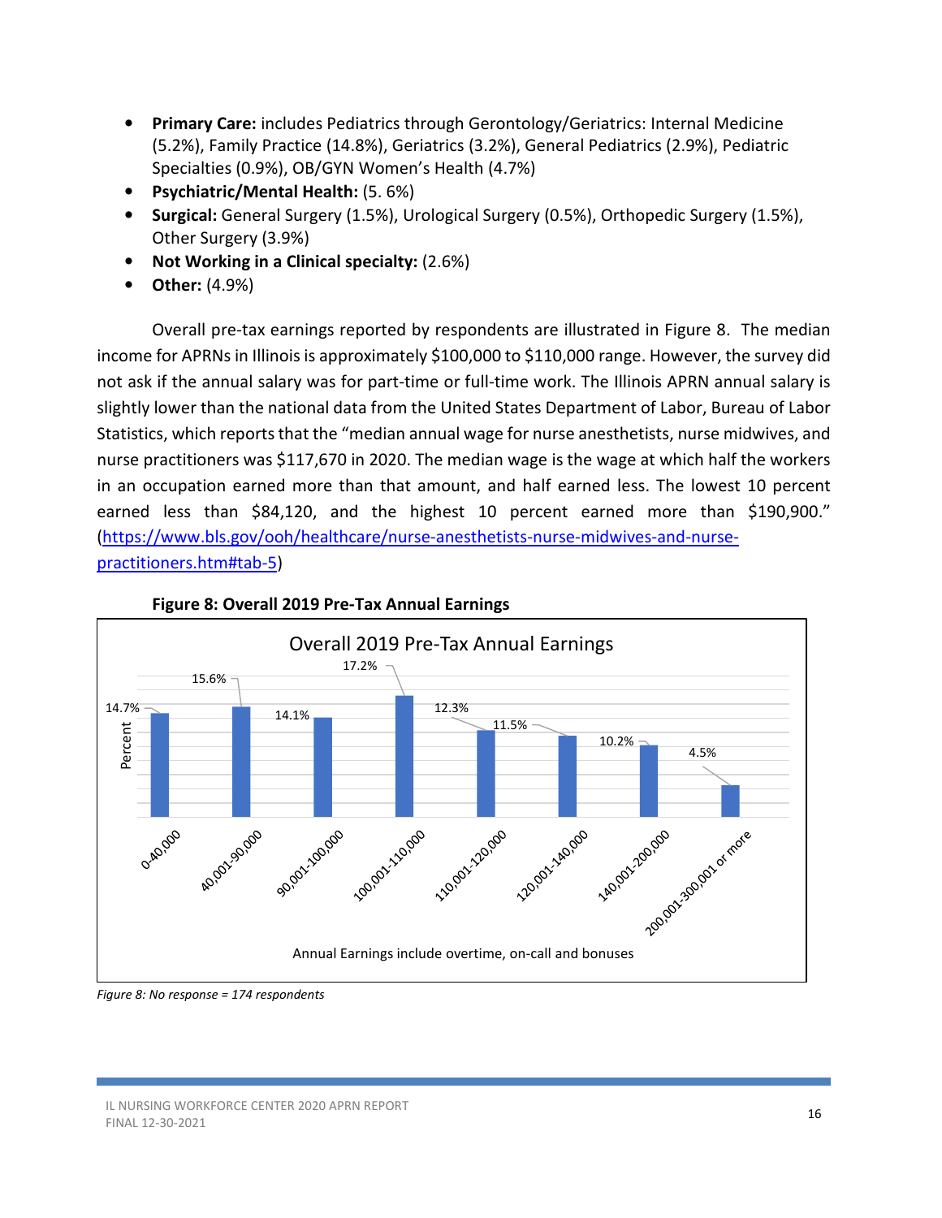- **Primary Care:** includes Pediatrics through Gerontology/Geriatrics: Internal Medicine (5.2%), Family Practice (14.8%), Geriatrics (3.2%), General Pediatrics (2.9%), Pediatric Specialties (0.9%), OB/GYN Women's Health (4.7%)
- **Psychiatric/Mental Health:** (5. 6%)
- **Surgical:** General Surgery (1.5%), Urological Surgery (0.5%), Orthopedic Surgery (1.5%), Other Surgery (3.9%)
- **Not Working in a Clinical specialty:** (2.6%)
- **Other:** (4.9%)

Overall pre-tax earnings reported by respondents are illustrated in Figure 8. The median income for APRNs in Illinois is approximately $100,000 to $110,000 range. However, the survey did not ask if the annual salary was for part-time or full-time work. The Illinois APRN annual salary is slightly lower than the national data from the United States Department of Labor, Bureau of Labor Statistics, which reports that the "median annual wage for nurse anesthetists, nurse midwives, and nurse practitioners was $117,670 in 2020. The median wage is the wage at which half the workers in an occupation earned more than that amount, and half earned less. The lowest 10 percent earned less than $84,120, and the highest 10 percent earned more than $190,900." (https://www.bls.gov/ooh/healthcare/nurse-anesthetists-nurse-midwives-and-nurse-practitioners.htm#tab-5)

**Figure 8: Overall 2019 Pre-Tax Annual Earnings**

Overall 2019 Pre-Tax Annual Earnings

| Annual Earnings | Percent |
| --- | --- |
| 0-40,000 | 14.7% |
| 40,001-90,000 | 15.6% |
| 90,001-100,000 | 14.1% |
| 100,001-110,000 | 17.2% |
| 110,001-120,000 | 12.3% |
| 120,001-140,000 | 11.5% |
| 140,001-200,000 | 10.2% |
| 200,001-300,001 or more | 4.5% |

Annual Earnings include overtime, on-call and bonuses

*Figure 8: No response = 174 respondents*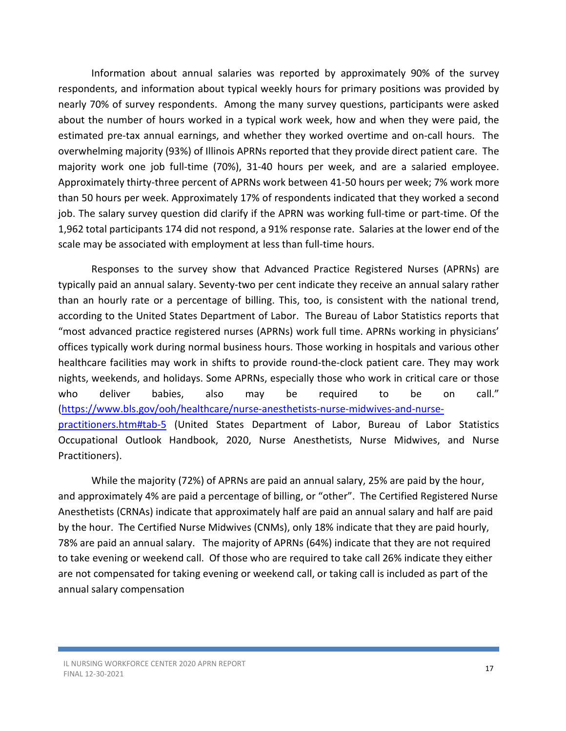Information about annual salaries was reported by approximately 90% of the survey respondents, and information about typical weekly hours for primary positions was provided by nearly 70% of survey respondents. Among the many survey questions, participants were asked about the number of hours worked in a typical work week, how and when they were paid, the estimated pre-tax annual earnings, and whether they worked overtime and on-call hours. The overwhelming majority (93%) of Illinois APRNs reported that they provide direct patient care. The majority work one job full-time (70%), 31-40 hours per week, and are a salaried employee. Approximately thirty-three percent of APRNs work between 41-50 hours per week; 7% work more than 50 hours per week. Approximately 17% of respondents indicated that they worked a second job. The salary survey question did clarify if the APRN was working full-time or part-time. Of the 1,962 total participants 174 did not respond, a 91% response rate. Salaries at the lower end of the scale may be associated with employment at less than full-time hours.

Responses to the survey show that Advanced Practice Registered Nurses (APRNs) are typically paid an annual salary. Seventy-two per cent indicate they receive an annual salary rather than an hourly rate or a percentage of billing. This, too, is consistent with the national trend, according to the United States Department of Labor. The Bureau of Labor Statistics reports that "most advanced practice registered nurses (APRNs) work full time. APRNs working in physicians' offices typically work during normal business hours. Those working in hospitals and various other healthcare facilities may work in shifts to provide round-the-clock patient care. They may work nights, weekends, and holidays. Some APRNs, especially those who work in critical care or those who deliver babies, also may be required to be on call." (https://www.bls.gov/ooh/healthcare/nurse-anesthetists-nurse-midwives-and-nurse-practitioners.htm#tab-5 (United States Department of Labor, Bureau of Labor Statistics Occupational Outlook Handbook, 2020, Nurse Anesthetists, Nurse Midwives, and Nurse Practitioners).

While the majority (72%) of APRNs are paid an annual salary, 25% are paid by the hour, and approximately 4% are paid a percentage of billing, or "other". The Certified Registered Nurse Anesthetists (CRNAs) indicate that approximately half are paid an annual salary and half are paid by the hour. The Certified Nurse Midwives (CNMs), only 18% indicate that they are paid hourly, 78% are paid an annual salary. The majority of APRNs (64%) indicate that they are not required to take evening or weekend call. Of those who are required to take call 26% indicate they either are not compensated for taking evening or weekend call, or taking call is included as part of the annual salary compensation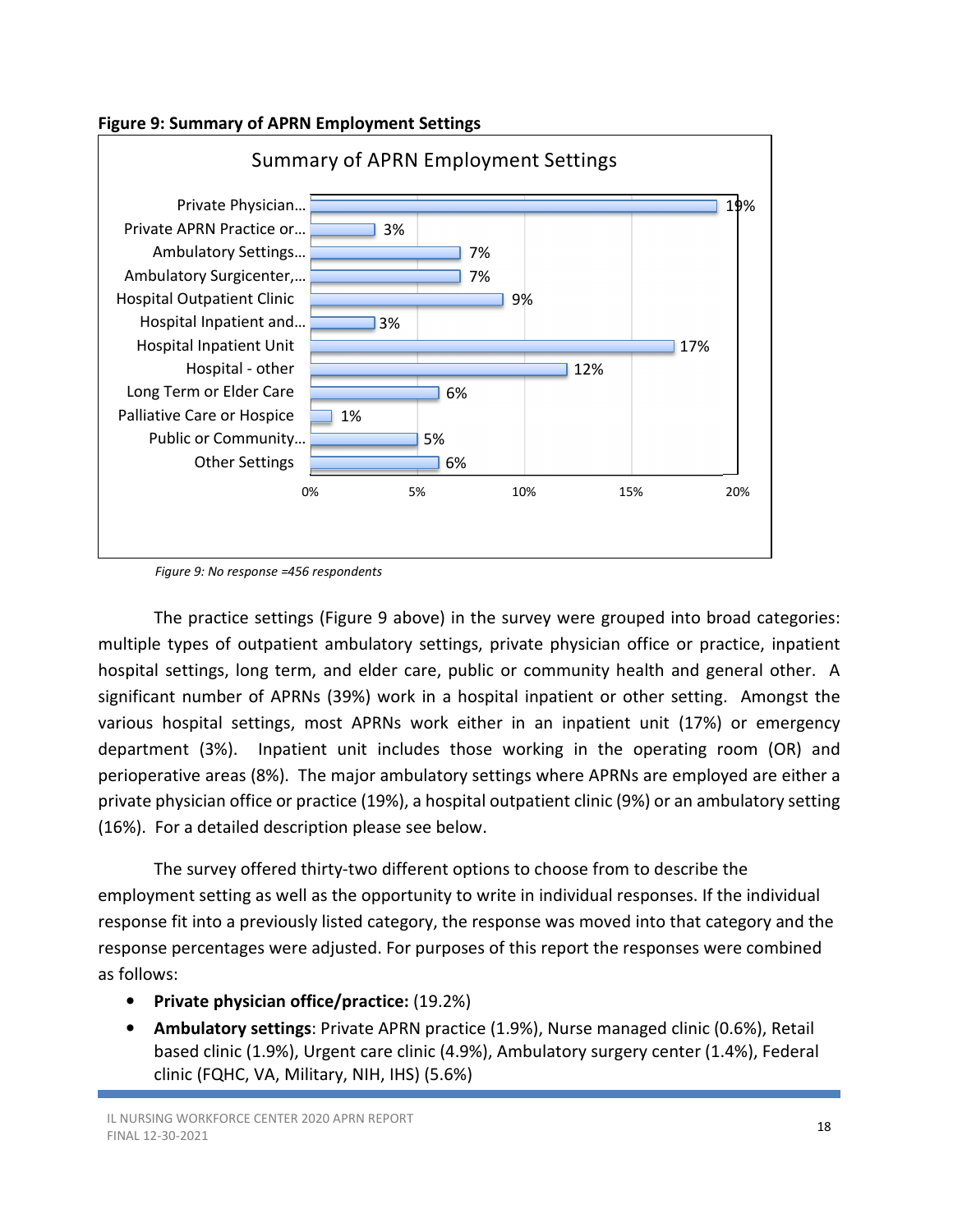**Figure 9: Summary of APRN Employment Settings**

| Summary of APRN Employment Settings | |
|---|---|
| Private Physician… | 19% |
| Private APRN Practice or… | 3% |
| Ambulatory Settings… | 7% |
| Ambulatory Surgicenter,… | 7% |
| Hospital Outpatient Clinic | 9% |
| Hospital Inpatient and… | 3% |
| Hospital Inpatient Unit | 17% |
| Hospital - other | 12% |
| Long Term or Elder Care | 6% |
| Palliative Care or Hospice | 1% |
| Public or Community… | 5% |
| Other Settings | 6% |

*Figure 9: No response =456 respondents*

The practice settings (Figure 9 above) in the survey were grouped into broad categories: multiple types of outpatient ambulatory settings, private physician office or practice, inpatient hospital settings, long term, and elder care, public or community health and general other. A significant number of APRNs (39%) work in a hospital inpatient or other setting. Amongst the various hospital settings, most APRNs work either in an inpatient unit (17%) or emergency department (3%). Inpatient unit includes those working in the operating room (OR) and perioperative areas (8%). The major ambulatory settings where APRNs are employed are either a private physician office or practice (19%), a hospital outpatient clinic (9%) or an ambulatory setting (16%). For a detailed description please see below.

The survey offered thirty-two different options to choose from to describe the employment setting as well as the opportunity to write in individual responses. If the individual response fit into a previously listed category, the response was moved into that category and the response percentages were adjusted. For purposes of this report the responses were combined as follows:

- **Private physician office/practice:** (19.2%)
- **Ambulatory settings**: Private APRN practice (1.9%), Nurse managed clinic (0.6%), Retail based clinic (1.9%), Urgent care clinic (4.9%), Ambulatory surgery center (1.4%), Federal clinic (FQHC, VA, Military, NIH, IHS) (5.6%)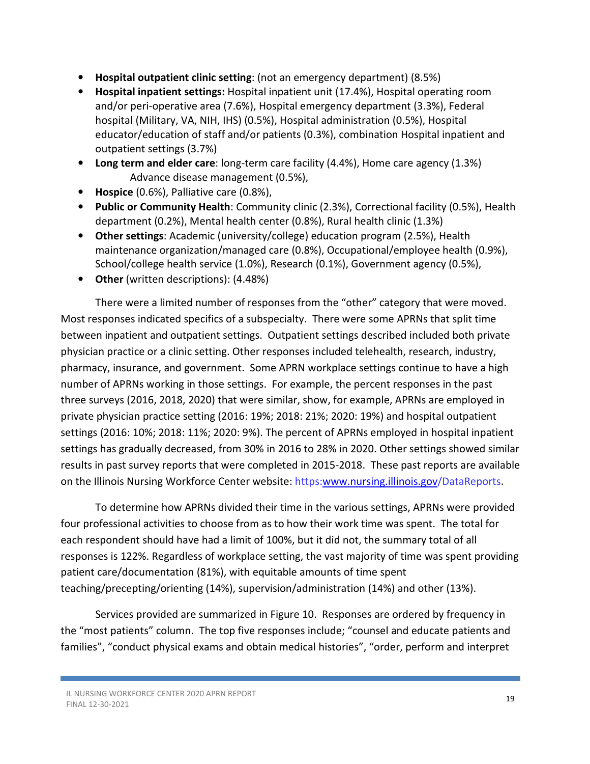- **Hospital outpatient clinic setting**: (not an emergency department) (8.5%)
- **Hospital inpatient settings:** Hospital inpatient unit (17.4%), Hospital operating room and/or peri-operative area (7.6%), Hospital emergency department (3.3%), Federal hospital (Military, VA, NIH, IHS) (0.5%), Hospital administration (0.5%), Hospital educator/education of staff and/or patients (0.3%), combination Hospital inpatient and outpatient settings (3.7%)
- **Long term and elder care**: long-term care facility (4.4%), Home care agency (1.3%) Advance disease management (0.5%),
- **Hospice** (0.6%), Palliative care (0.8%),
- **Public or Community Health**: Community clinic (2.3%), Correctional facility (0.5%), Health department (0.2%), Mental health center (0.8%), Rural health clinic (1.3%)
- **Other settings**: Academic (university/college) education program (2.5%), Health maintenance organization/managed care (0.8%), Occupational/employee health (0.9%), School/college health service (1.0%), Research (0.1%), Government agency (0.5%),
- **Other** (written descriptions): (4.48%)

There were a limited number of responses from the "other" category that were moved. Most responses indicated specifics of a subspecialty. There were some APRNs that split time between inpatient and outpatient settings. Outpatient settings described included both private physician practice or a clinic setting. Other responses included telehealth, research, industry, pharmacy, insurance, and government. Some APRN workplace settings continue to have a high number of APRNs working in those settings. For example, the percent responses in the past three surveys (2016, 2018, 2020) that were similar, show, for example, APRNs are employed in private physician practice setting (2016: 19%; 2018: 21%; 2020: 19%) and hospital outpatient settings (2016: 10%; 2018: 11%; 2020: 9%). The percent of APRNs employed in hospital inpatient settings has gradually decreased, from 30% in 2016 to 28% in 2020. Other settings showed similar results in past survey reports that were completed in 2015-2018. These past reports are available on the Illinois Nursing Workforce Center website: https:www.nursing.illinois.gov/DataReports.

To determine how APRNs divided their time in the various settings, APRNs were provided four professional activities to choose from as to how their work time was spent. The total for each respondent should have had a limit of 100%, but it did not, the summary total of all responses is 122%. Regardless of workplace setting, the vast majority of time was spent providing patient care/documentation (81%), with equitable amounts of time spent teaching/precepting/orienting (14%), supervision/administration (14%) and other (13%).

Services provided are summarized in Figure 10. Responses are ordered by frequency in the "most patients" column. The top five responses include; "counsel and educate patients and families", "conduct physical exams and obtain medical histories", "order, perform and interpret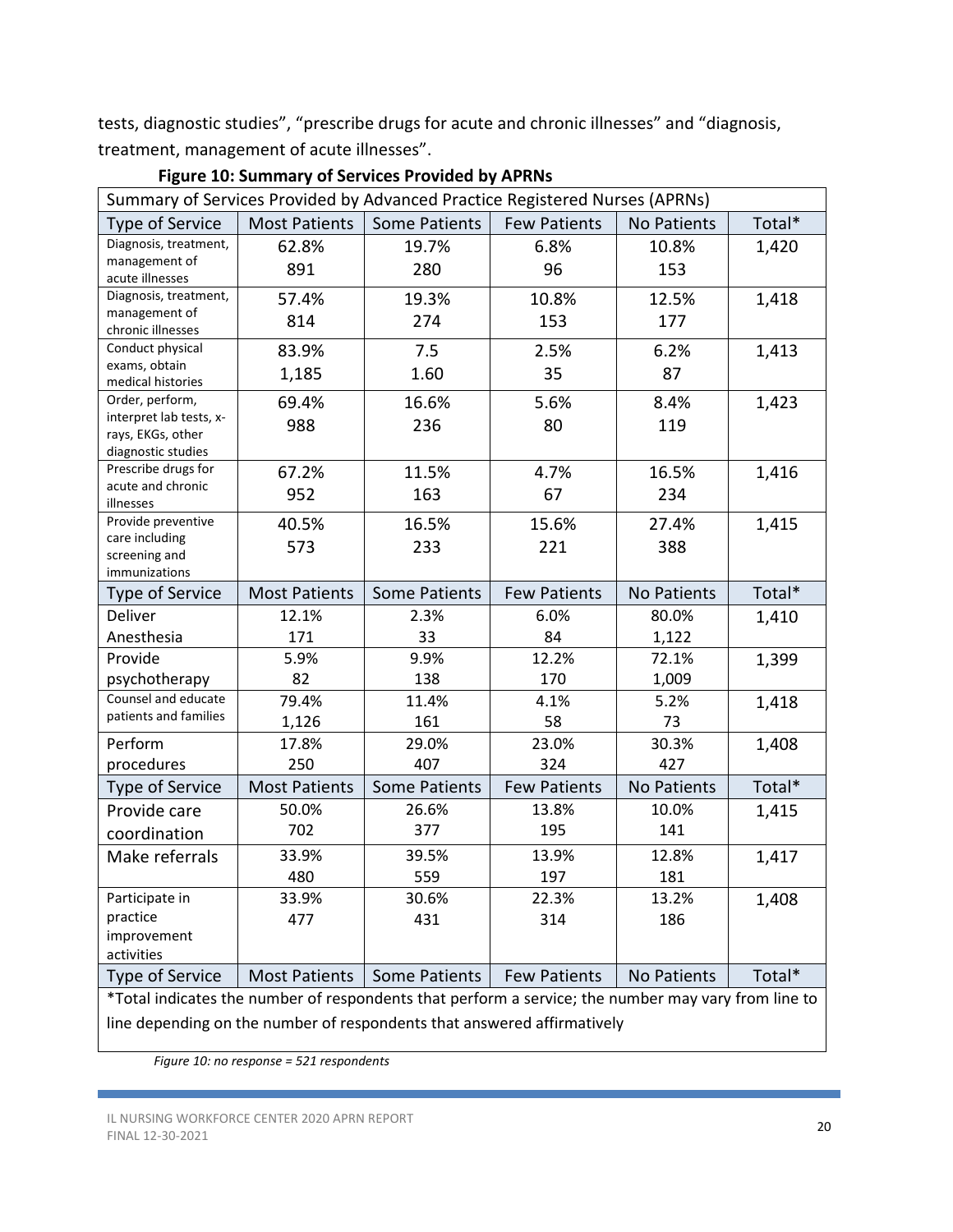tests, diagnostic studies", "prescribe drugs for acute and chronic illnesses" and "diagnosis, treatment, management of acute illnesses".

**Figure 10: Summary of Services Provided by APRNs**

| Summary of Services Provided by Advanced Practice Registered Nurses (APRNs) | | | | | |
|---|---|---|---|---|---|
| Type of Service | Most Patients | Some Patients | Few Patients | No Patients | Total* |
| Diagnosis, treatment, management of acute illnesses | 62.8%<br>891 | 19.7%<br>280 | 6.8%<br>96 | 10.8%<br>153 | 1,420 |
| Diagnosis, treatment, management of chronic illnesses | 57.4%<br>814 | 19.3%<br>274 | 10.8%<br>153 | 12.5%<br>177 | 1,418 |
| Conduct physical exams, obtain medical histories | 83.9%<br>1,185 | 7.5<br>1.60 | 2.5%<br>35 | 6.2%<br>87 | 1,413 |
| Order, perform, interpret lab tests, x-rays, EKGs, other diagnostic studies | 69.4%<br>988 | 16.6%<br>236 | 5.6%<br>80 | 8.4%<br>119 | 1,423 |
| Prescribe drugs for acute and chronic illnesses | 67.2%<br>952 | 11.5%<br>163 | 4.7%<br>67 | 16.5%<br>234 | 1,416 |
| Provide preventive care including screening and immunizations | 40.5%<br>573 | 16.5%<br>233 | 15.6%<br>221 | 27.4%<br>388 | 1,415 |
| Type of Service | Most Patients | Some Patients | Few Patients | No Patients | Total* |
| Deliver Anesthesia | 12.1%<br>171 | 2.3%<br>33 | 6.0%<br>84 | 80.0%<br>1,122 | 1,410 |
| Provide psychotherapy | 5.9%<br>82 | 9.9%<br>138 | 12.2%<br>170 | 72.1%<br>1,009 | 1,399 |
| Counsel and educate patients and families | 79.4%<br>1,126 | 11.4%<br>161 | 4.1%<br>58 | 5.2%<br>73 | 1,418 |
| Perform procedures | 17.8%<br>250 | 29.0%<br>407 | 23.0%<br>324 | 30.3%<br>427 | 1,408 |
| Type of Service | Most Patients | Some Patients | Few Patients | No Patients | Total* |
| Provide care coordination | 50.0%<br>702 | 26.6%<br>377 | 13.8%<br>195 | 10.0%<br>141 | 1,415 |
| Make referrals | 33.9%<br>480 | 39.5%<br>559 | 13.9%<br>197 | 12.8%<br>181 | 1,417 |
| Participate in practice improvement activities | 33.9%<br>477 | 30.6%<br>431 | 22.3%<br>314 | 13.2%<br>186 | 1,408 |
| Type of Service | Most Patients | Some Patients | Few Patients | No Patients | Total* |

*Total indicates the number of respondents that perform a service; the number may vary from line to line depending on the number of respondents that answered affirmatively

*Figure 10: no response = 521 respondents*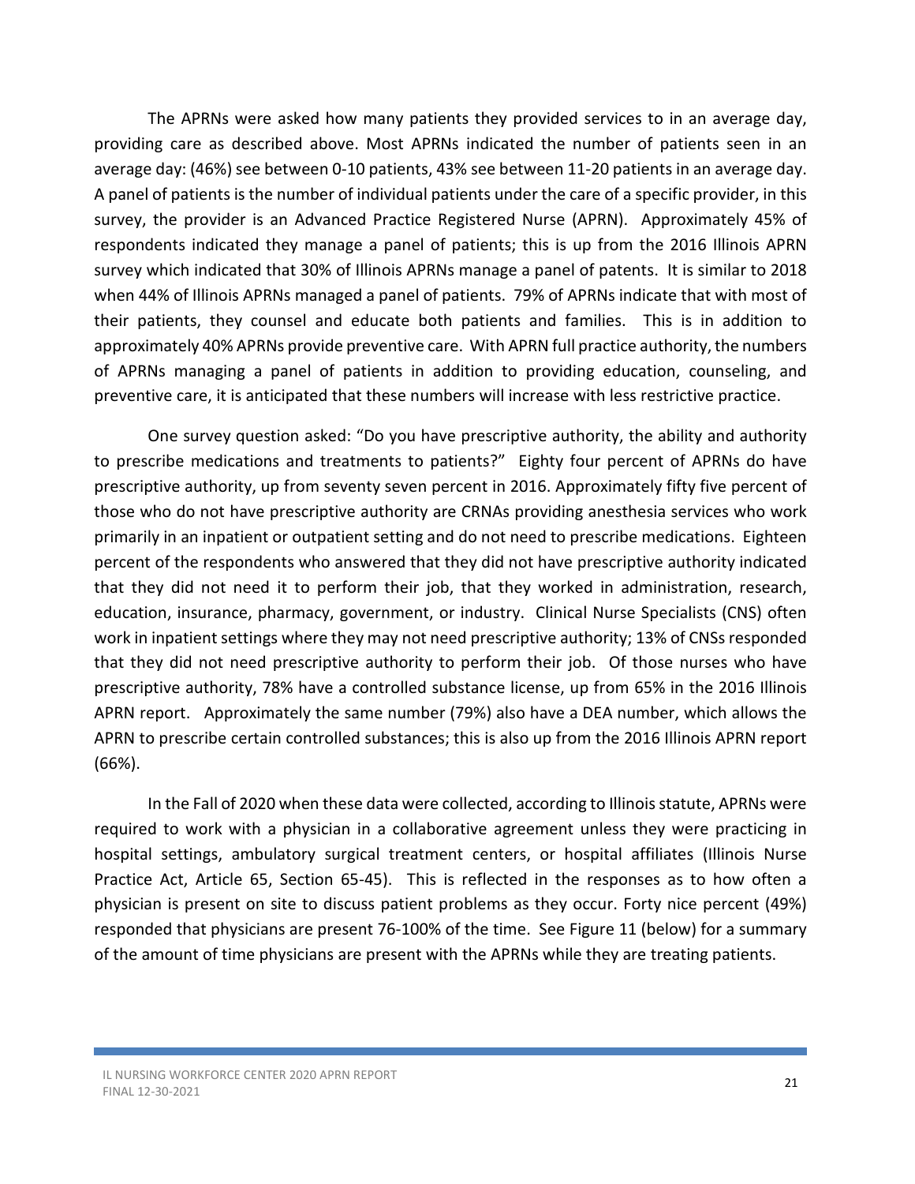The APRNs were asked how many patients they provided services to in an average day, providing care as described above. Most APRNs indicated the number of patients seen in an average day: (46%) see between 0-10 patients, 43% see between 11-20 patients in an average day. A panel of patients is the number of individual patients under the care of a specific provider, in this survey, the provider is an Advanced Practice Registered Nurse (APRN). Approximately 45% of respondents indicated they manage a panel of patients; this is up from the 2016 Illinois APRN survey which indicated that 30% of Illinois APRNs manage a panel of patents. It is similar to 2018 when 44% of Illinois APRNs managed a panel of patients. 79% of APRNs indicate that with most of their patients, they counsel and educate both patients and families. This is in addition to approximately 40% APRNs provide preventive care. With APRN full practice authority, the numbers of APRNs managing a panel of patients in addition to providing education, counseling, and preventive care, it is anticipated that these numbers will increase with less restrictive practice.

One survey question asked: "Do you have prescriptive authority, the ability and authority to prescribe medications and treatments to patients?" Eighty four percent of APRNs do have prescriptive authority, up from seventy seven percent in 2016. Approximately fifty five percent of those who do not have prescriptive authority are CRNAs providing anesthesia services who work primarily in an inpatient or outpatient setting and do not need to prescribe medications. Eighteen percent of the respondents who answered that they did not have prescriptive authority indicated that they did not need it to perform their job, that they worked in administration, research, education, insurance, pharmacy, government, or industry. Clinical Nurse Specialists (CNS) often work in inpatient settings where they may not need prescriptive authority; 13% of CNSs responded that they did not need prescriptive authority to perform their job. Of those nurses who have prescriptive authority, 78% have a controlled substance license, up from 65% in the 2016 Illinois APRN report. Approximately the same number (79%) also have a DEA number, which allows the APRN to prescribe certain controlled substances; this is also up from the 2016 Illinois APRN report (66%).

In the Fall of 2020 when these data were collected, according to Illinois statute, APRNs were required to work with a physician in a collaborative agreement unless they were practicing in hospital settings, ambulatory surgical treatment centers, or hospital affiliates (Illinois Nurse Practice Act, Article 65, Section 65-45). This is reflected in the responses as to how often a physician is present on site to discuss patient problems as they occur. Forty nice percent (49%) responded that physicians are present 76-100% of the time. See Figure 11 (below) for a summary of the amount of time physicians are present with the APRNs while they are treating patients.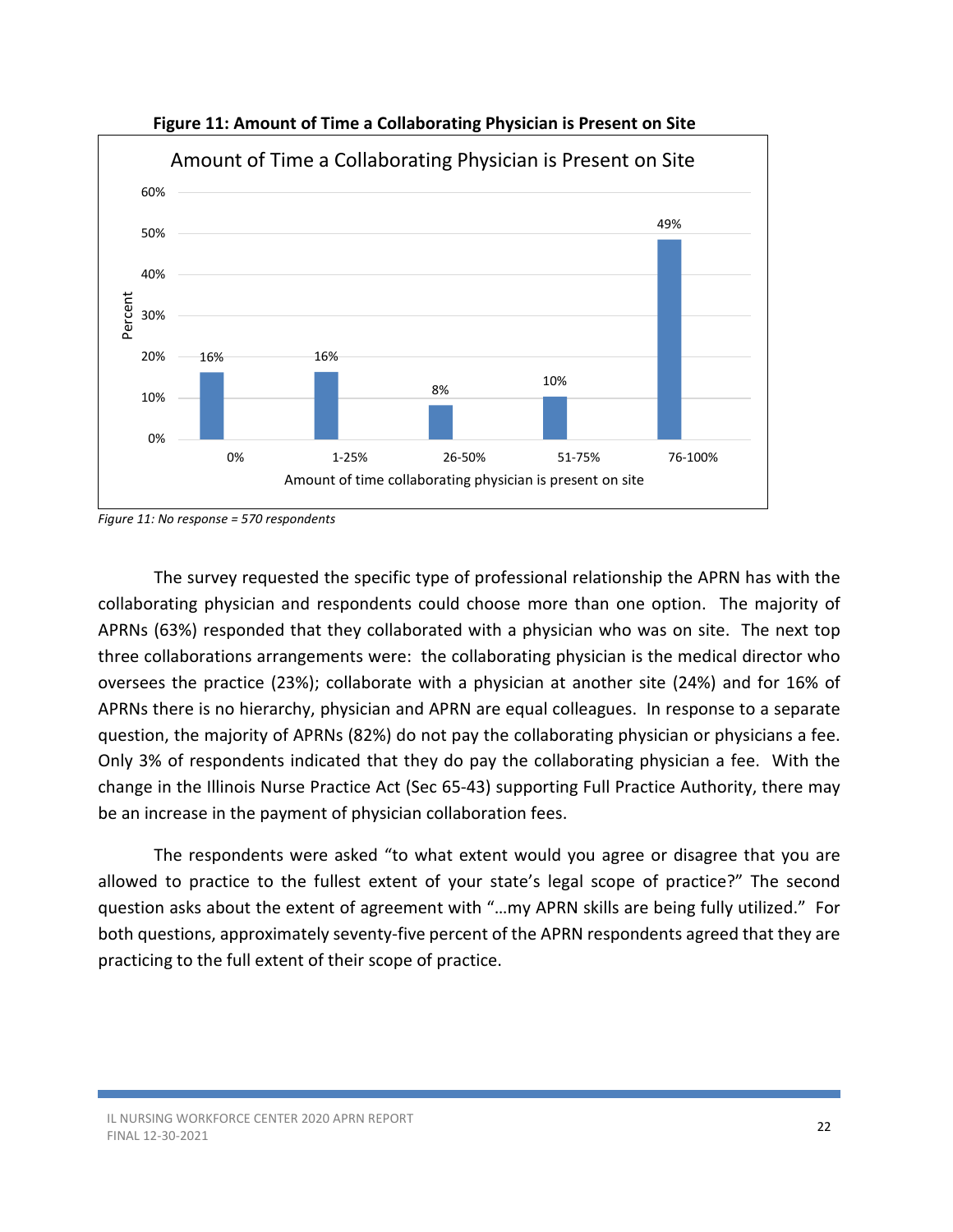**Figure 11: Amount of Time a Collaborating Physician is Present on Site**

| Amount of time collaborating physician is present on site | Percent |
|---|---|
| 0% | 16% |
| 1-25% | 16% |
| 26-50% | 8% |
| 51-75% | 10% |
| 76-100% | 49% |

*Figure 11: No response = 570 respondents*

The survey requested the specific type of professional relationship the APRN has with the collaborating physician and respondents could choose more than one option. The majority of APRNs (63%) responded that they collaborated with a physician who was on site. The next top three collaborations arrangements were: the collaborating physician is the medical director who oversees the practice (23%); collaborate with a physician at another site (24%) and for 16% of APRNs there is no hierarchy, physician and APRN are equal colleagues. In response to a separate question, the majority of APRNs (82%) do not pay the collaborating physician or physicians a fee. Only 3% of respondents indicated that they do pay the collaborating physician a fee. With the change in the Illinois Nurse Practice Act (Sec 65-43) supporting Full Practice Authority, there may be an increase in the payment of physician collaboration fees.

The respondents were asked "to what extent would you agree or disagree that you are allowed to practice to the fullest extent of your state's legal scope of practice?" The second question asks about the extent of agreement with "…my APRN skills are being fully utilized." For both questions, approximately seventy-five percent of the APRN respondents agreed that they are practicing to the full extent of their scope of practice.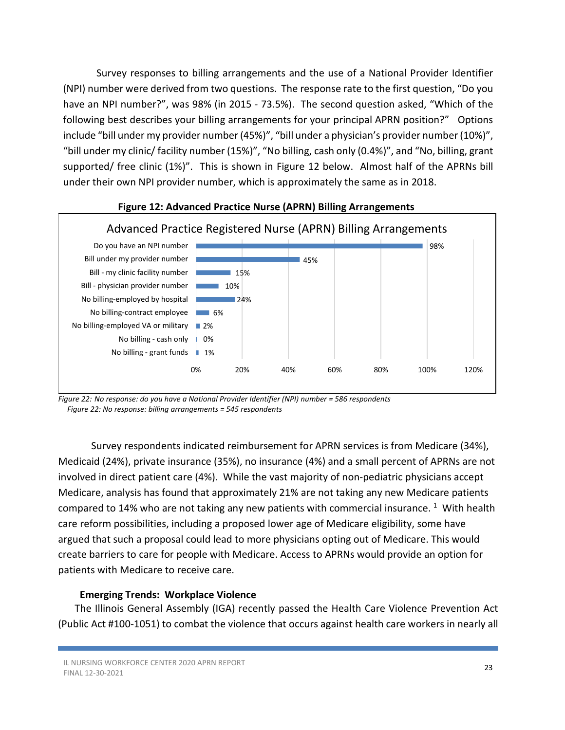Survey responses to billing arrangements and the use of a National Provider Identifier (NPI) number were derived from two questions. The response rate to the first question, "Do you have an NPI number?", was 98% (in 2015 - 73.5%). The second question asked, "Which of the following best describes your billing arrangements for your principal APRN position?" Options include "bill under my provider number (45%)", "bill under a physician's provider number (10%)", "bill under my clinic/ facility number (15%)", "No billing, cash only (0.4%)", and "No, billing, grant supported/ free clinic (1%)". This is shown in Figure 12 below. Almost half of the APRNs bill under their own NPI provider number, which is approximately the same as in 2018.

**Figure 12: Advanced Practice Nurse (APRN) Billing Arrangements**

Advanced Practice Registered Nurse (APRN) Billing Arrangements

| Category | Percent |
|---|---|
| Do you have an NPI number | 98% |
| Bill under my provider number | 45% |
| Bill - my clinic facility number | 15% |
| Bill - physician provider number | 10% |
| No billing-employed by hospital | 24% |
| No billing-contract employee | 6% |
| No billing-employed VA or military | 2% |
| No billing - cash only | 0% |
| No billing - grant funds | 1% |

*Figure 22: No response: do you have a National Provider Identifier (NPI) number = 586 respondents*
*Figure 22: No response: billing arrangements = 545 respondents*

Survey respondents indicated reimbursement for APRN services is from Medicare (34%), Medicaid (24%), private insurance (35%), no insurance (4%) and a small percent of APRNs are not involved in direct patient care (4%). While the vast majority of non-pediatric physicians accept Medicare, analysis has found that approximately 21% are not taking any new Medicare patients compared to 14% who are not taking any new patients with commercial insurance. [1] With health care reform possibilities, including a proposed lower age of Medicare eligibility, some have argued that such a proposal could lead to more physicians opting out of Medicare. This would create barriers to care for people with Medicare. Access to APRNs would provide an option for patients with Medicare to receive care.

**Emerging Trends: Workplace Violence**

The Illinois General Assembly (IGA) recently passed the Health Care Violence Prevention Act (Public Act #100-1051) to combat the violence that occurs against health care workers in nearly all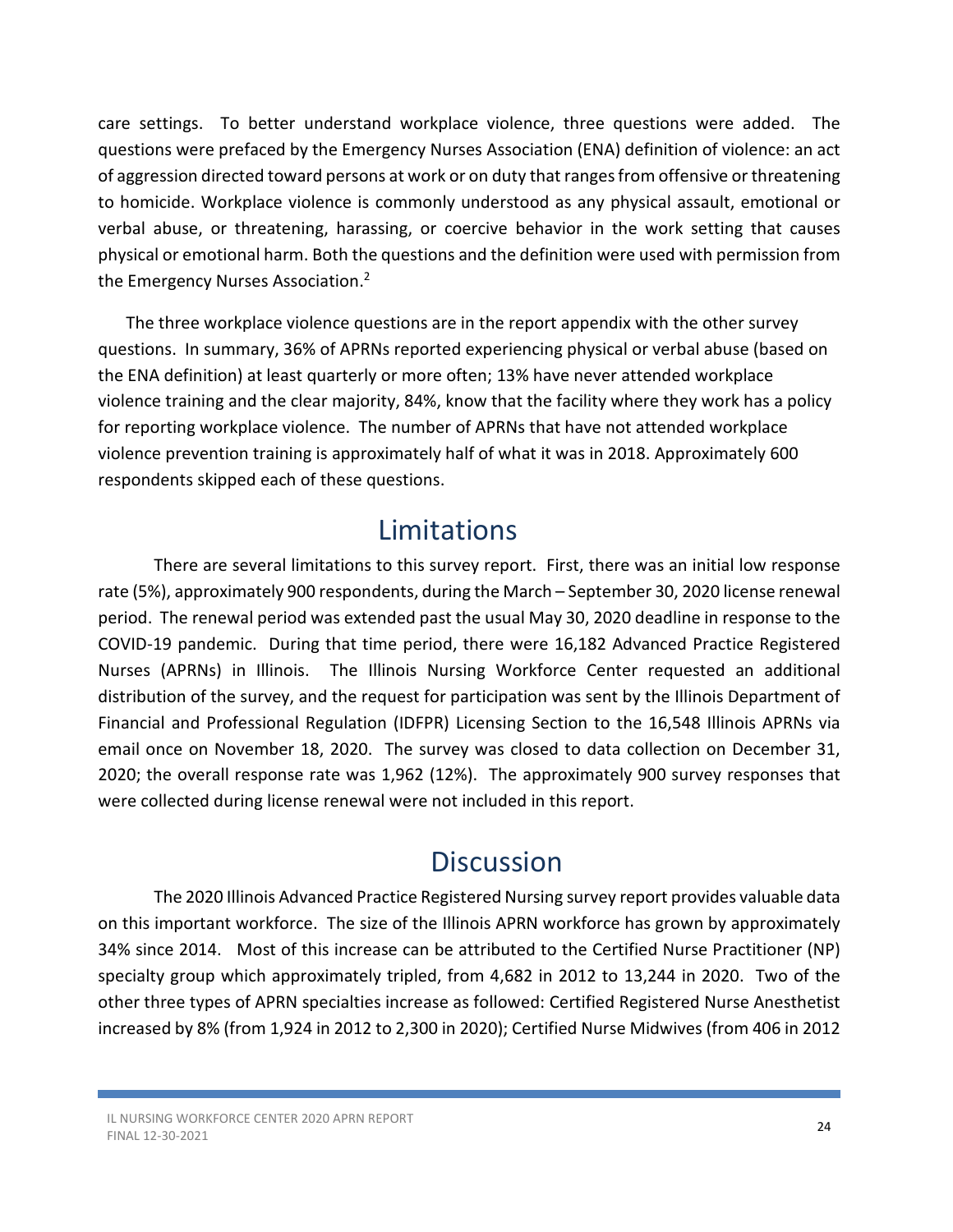care settings. To better understand workplace violence, three questions were added. The questions were prefaced by the Emergency Nurses Association (ENA) definition of violence: an act of aggression directed toward persons at work or on duty that ranges from offensive or threatening to homicide. Workplace violence is commonly understood as any physical assault, emotional or verbal abuse, or threatening, harassing, or coercive behavior in the work setting that causes physical or emotional harm. Both the questions and the definition were used with permission from the Emergency Nurses Association.[2]

The three workplace violence questions are in the report appendix with the other survey questions. In summary, 36% of APRNs reported experiencing physical or verbal abuse (based on the ENA definition) at least quarterly or more often; 13% have never attended workplace violence training and the clear majority, 84%, know that the facility where they work has a policy for reporting workplace violence. The number of APRNs that have not attended workplace violence prevention training is approximately half of what it was in 2018. Approximately 600 respondents skipped each of these questions.

# Limitations

There are several limitations to this survey report. First, there was an initial low response rate (5%), approximately 900 respondents, during the March – September 30, 2020 license renewal period. The renewal period was extended past the usual May 30, 2020 deadline in response to the COVID-19 pandemic. During that time period, there were 16,182 Advanced Practice Registered Nurses (APRNs) in Illinois. The Illinois Nursing Workforce Center requested an additional distribution of the survey, and the request for participation was sent by the Illinois Department of Financial and Professional Regulation (IDFPR) Licensing Section to the 16,548 Illinois APRNs via email once on November 18, 2020. The survey was closed to data collection on December 31, 2020; the overall response rate was 1,962 (12%). The approximately 900 survey responses that were collected during license renewal were not included in this report.

# Discussion

The 2020 Illinois Advanced Practice Registered Nursing survey report provides valuable data on this important workforce. The size of the Illinois APRN workforce has grown by approximately 34% since 2014. Most of this increase can be attributed to the Certified Nurse Practitioner (NP) specialty group which approximately tripled, from 4,682 in 2012 to 13,244 in 2020. Two of the other three types of APRN specialties increase as followed: Certified Registered Nurse Anesthetist increased by 8% (from 1,924 in 2012 to 2,300 in 2020); Certified Nurse Midwives (from 406 in 2012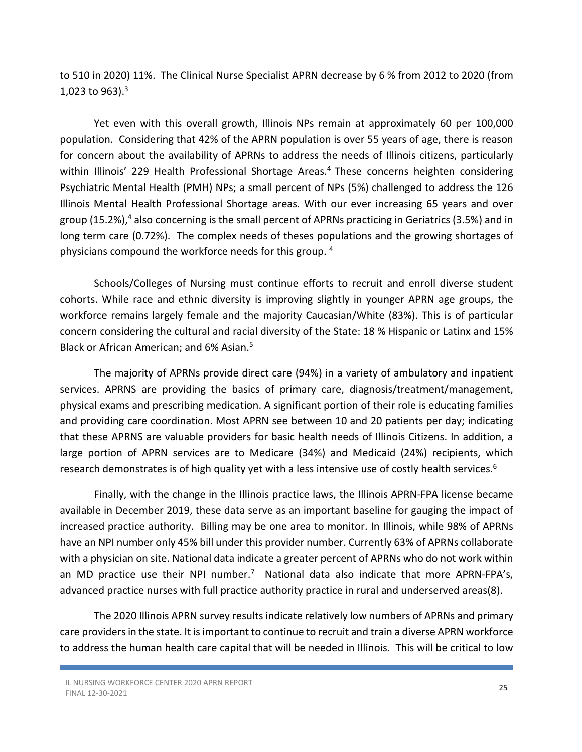to 510 in 2020) 11%. The Clinical Nurse Specialist APRN decrease by 6 % from 2012 to 2020 (from 1,023 to 963).[3]

Yet even with this overall growth, Illinois NPs remain at approximately 60 per 100,000 population. Considering that 42% of the APRN population is over 55 years of age, there is reason for concern about the availability of APRNs to address the needs of Illinois citizens, particularly within Illinois' 229 Health Professional Shortage Areas.[4] These concerns heighten considering Psychiatric Mental Health (PMH) NPs; a small percent of NPs (5%) challenged to address the 126 Illinois Mental Health Professional Shortage areas. With our ever increasing 65 years and over group (15.2%),[4] also concerning is the small percent of APRNs practicing in Geriatrics (3.5%) and in long term care (0.72%). The complex needs of theses populations and the growing shortages of physicians compound the workforce needs for this group. [4]

Schools/Colleges of Nursing must continue efforts to recruit and enroll diverse student cohorts. While race and ethnic diversity is improving slightly in younger APRN age groups, the workforce remains largely female and the majority Caucasian/White (83%). This is of particular concern considering the cultural and racial diversity of the State: 18 % Hispanic or Latinx and 15% Black or African American; and 6% Asian.[5]

The majority of APRNs provide direct care (94%) in a variety of ambulatory and inpatient services. APRNS are providing the basics of primary care, diagnosis/treatment/management, physical exams and prescribing medication. A significant portion of their role is educating families and providing care coordination. Most APRN see between 10 and 20 patients per day; indicating that these APRNS are valuable providers for basic health needs of Illinois Citizens. In addition, a large portion of APRN services are to Medicare (34%) and Medicaid (24%) recipients, which research demonstrates is of high quality yet with a less intensive use of costly health services.[6]

Finally, with the change in the Illinois practice laws, the Illinois APRN-FPA license became available in December 2019, these data serve as an important baseline for gauging the impact of increased practice authority. Billing may be one area to monitor. In Illinois, while 98% of APRNs have an NPI number only 45% bill under this provider number. Currently 63% of APRNs collaborate with a physician on site. National data indicate a greater percent of APRNs who do not work within an MD practice use their NPI number.[7] National data also indicate that more APRN-FPA's, advanced practice nurses with full practice authority practice in rural and underserved areas(8).

The 2020 Illinois APRN survey results indicate relatively low numbers of APRNs and primary care providers in the state. It is important to continue to recruit and train a diverse APRN workforce to address the human health care capital that will be needed in Illinois. This will be critical to low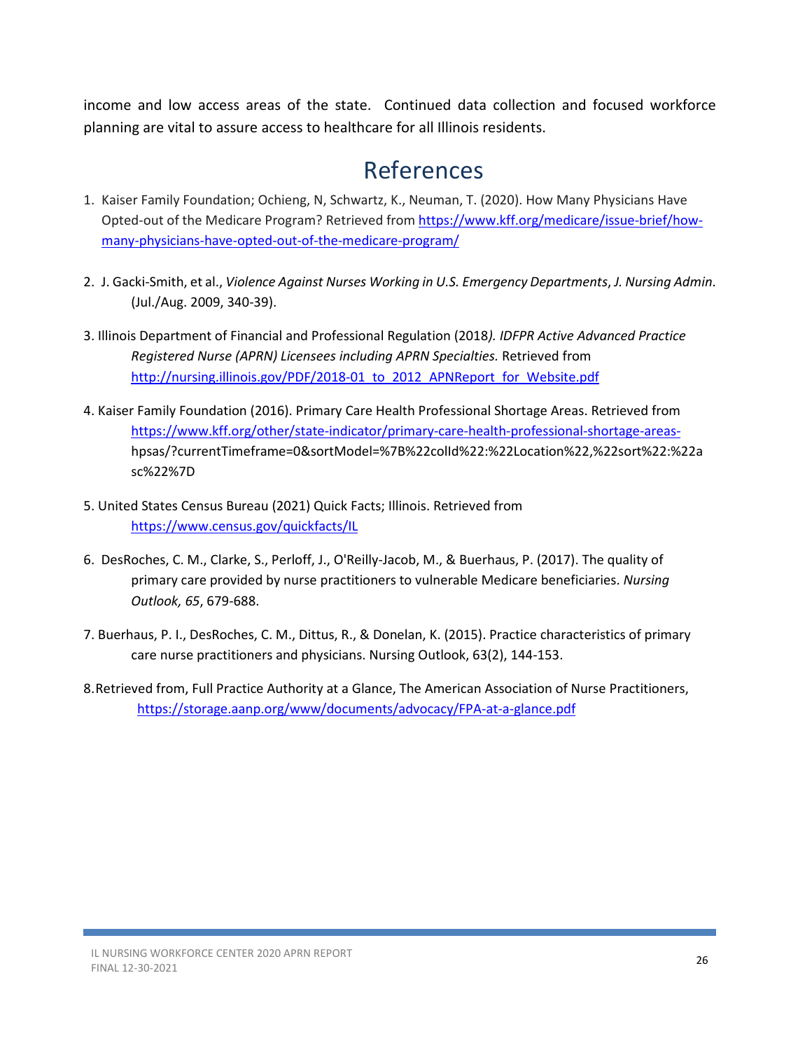income and low access areas of the state. Continued data collection and focused workforce planning are vital to assure access to healthcare for all Illinois residents.

# References

1. Kaiser Family Foundation; Ochieng, N, Schwartz, K., Neuman, T. (2020). How Many Physicians Have Opted-out of the Medicare Program? Retrieved from https://www.kff.org/medicare/issue-brief/how-many-physicians-have-opted-out-of-the-medicare-program/

2. J. Gacki-Smith, et al., *Violence Against Nurses Working in U.S. Emergency Departments*, *J. Nursing Admin*. (Jul./Aug. 2009, 340-39).

3. Illinois Department of Financial and Professional Regulation (2018*). IDFPR Active Advanced Practice Registered Nurse (APRN) Licensees including APRN Specialties.* Retrieved from http://nursing.illinois.gov/PDF/2018-01_to_2012_APNReport_for_Website.pdf

4. Kaiser Family Foundation (2016). Primary Care Health Professional Shortage Areas. Retrieved from https://www.kff.org/other/state-indicator/primary-care-health-professional-shortage-areas-hpsas/?currentTimeframe=0&sortModel=%7B%22colId%22:%22Location%22,%22sort%22:%22asc%22%7D

5. United States Census Bureau (2021) Quick Facts; Illinois. Retrieved from https://www.census.gov/quickfacts/IL

6. DesRoches, C. M., Clarke, S., Perloff, J., O'Reilly-Jacob, M., & Buerhaus, P. (2017). The quality of primary care provided by nurse practitioners to vulnerable Medicare beneficiaries. *Nursing Outlook, 65*, 679-688.

7. Buerhaus, P. I., DesRoches, C. M., Dittus, R., & Donelan, K. (2015). Practice characteristics of primary care nurse practitioners and physicians. Nursing Outlook, 63(2), 144-153.

8. Retrieved from, Full Practice Authority at a Glance, The American Association of Nurse Practitioners, https://storage.aanp.org/www/documents/advocacy/FPA-at-a-glance.pdf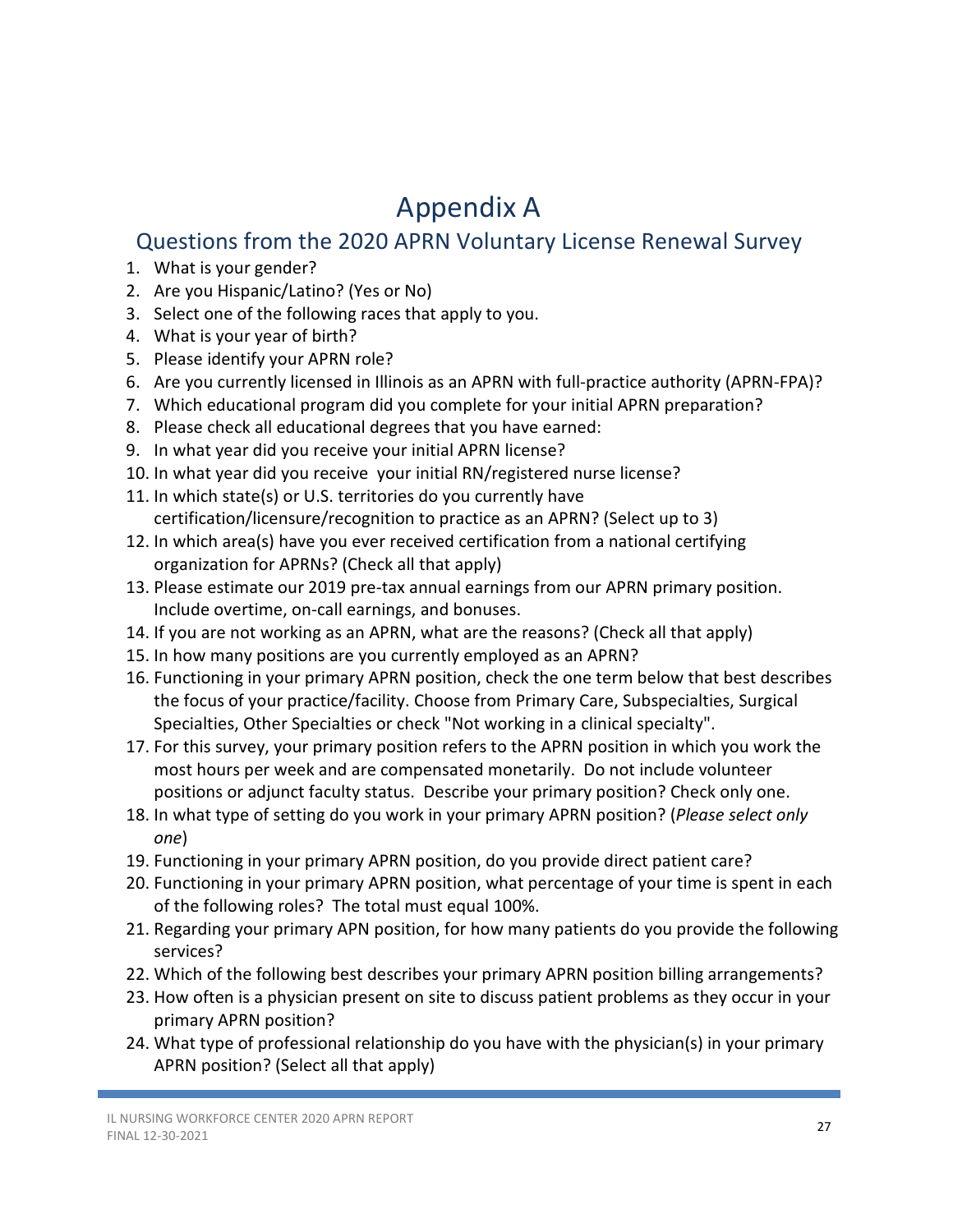# Appendix A

## Questions from the 2020 APRN Voluntary License Renewal Survey

1. What is your gender?
2. Are you Hispanic/Latino? (Yes or No)
3. Select one of the following races that apply to you.
4. What is your year of birth?
5. Please identify your APRN role?
6. Are you currently licensed in Illinois as an APRN with full-practice authority (APRN-FPA)?
7. Which educational program did you complete for your initial APRN preparation?
8. Please check all educational degrees that you have earned:
9. In what year did you receive your initial APRN license?
10. In what year did you receive your initial RN/registered nurse license?
11. In which state(s) or U.S. territories do you currently have certification/licensure/recognition to practice as an APRN? (Select up to 3)
12. In which area(s) have you ever received certification from a national certifying organization for APRNs? (Check all that apply)
13. Please estimate our 2019 pre-tax annual earnings from our APRN primary position. Include overtime, on-call earnings, and bonuses.
14. If you are not working as an APRN, what are the reasons? (Check all that apply)
15. In how many positions are you currently employed as an APRN?
16. Functioning in your primary APRN position, check the one term below that best describes the focus of your practice/facility. Choose from Primary Care, Subspecialties, Surgical Specialties, Other Specialties or check "Not working in a clinical specialty".
17. For this survey, your primary position refers to the APRN position in which you work the most hours per week and are compensated monetarily. Do not include volunteer positions or adjunct faculty status. Describe your primary position? Check only one.
18. In what type of setting do you work in your primary APRN position? (*Please select only one*)
19. Functioning in your primary APRN position, do you provide direct patient care?
20. Functioning in your primary APRN position, what percentage of your time is spent in each of the following roles? The total must equal 100%.
21. Regarding your primary APN position, for how many patients do you provide the following services?
22. Which of the following best describes your primary APRN position billing arrangements?
23. How often is a physician present on site to discuss patient problems as they occur in your primary APRN position?
24. What type of professional relationship do you have with the physician(s) in your primary APRN position? (Select all that apply)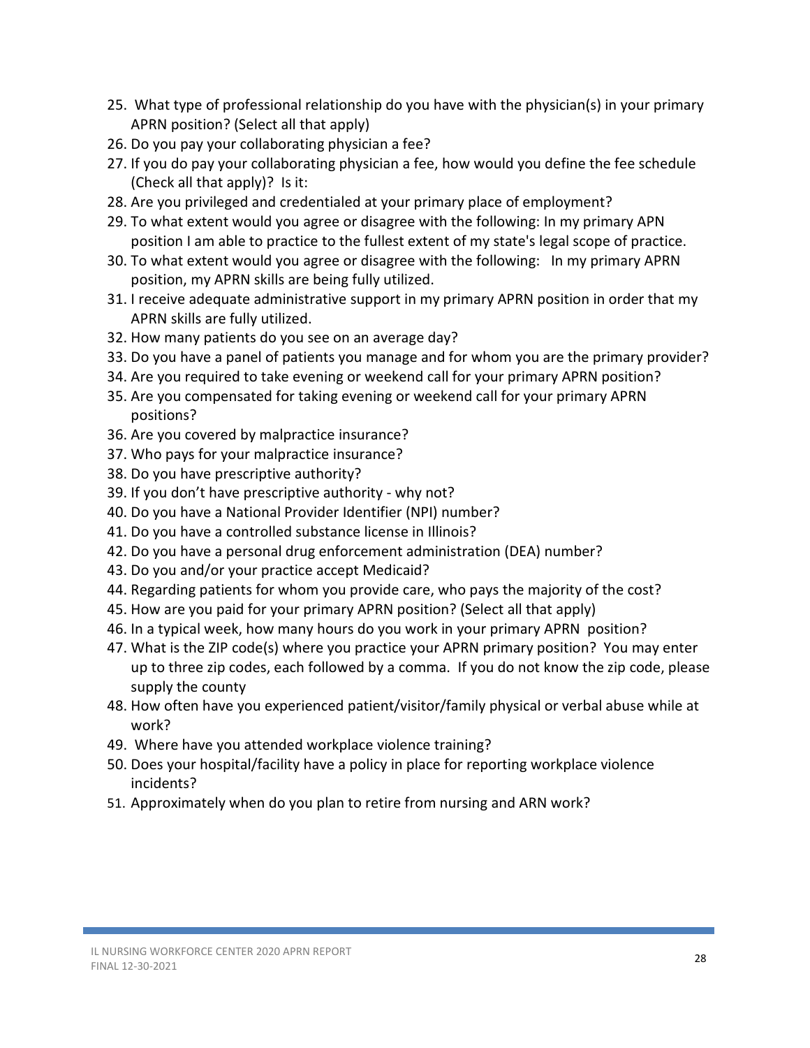25. What type of professional relationship do you have with the physician(s) in your primary APRN position? (Select all that apply)
26. Do you pay your collaborating physician a fee?
27. If you do pay your collaborating physician a fee, how would you define the fee schedule (Check all that apply)? Is it:
28. Are you privileged and credentialed at your primary place of employment?
29. To what extent would you agree or disagree with the following: In my primary APN position I am able to practice to the fullest extent of my state's legal scope of practice.
30. To what extent would you agree or disagree with the following: In my primary APRN position, my APRN skills are being fully utilized.
31. I receive adequate administrative support in my primary APRN position in order that my APRN skills are fully utilized.
32. How many patients do you see on an average day?
33. Do you have a panel of patients you manage and for whom you are the primary provider?
34. Are you required to take evening or weekend call for your primary APRN position?
35. Are you compensated for taking evening or weekend call for your primary APRN positions?
36. Are you covered by malpractice insurance?
37. Who pays for your malpractice insurance?
38. Do you have prescriptive authority?
39. If you don't have prescriptive authority - why not?
40. Do you have a National Provider Identifier (NPI) number?
41. Do you have a controlled substance license in Illinois?
42. Do you have a personal drug enforcement administration (DEA) number?
43. Do you and/or your practice accept Medicaid?
44. Regarding patients for whom you provide care, who pays the majority of the cost?
45. How are you paid for your primary APRN position? (Select all that apply)
46. In a typical week, how many hours do you work in your primary APRN position?
47. What is the ZIP code(s) where you practice your APRN primary position? You may enter up to three zip codes, each followed by a comma. If you do not know the zip code, please supply the county
48. How often have you experienced patient/visitor/family physical or verbal abuse while at work?
49. Where have you attended workplace violence training?
50. Does your hospital/facility have a policy in place for reporting workplace violence incidents?
51. Approximately when do you plan to retire from nursing and ARN work?